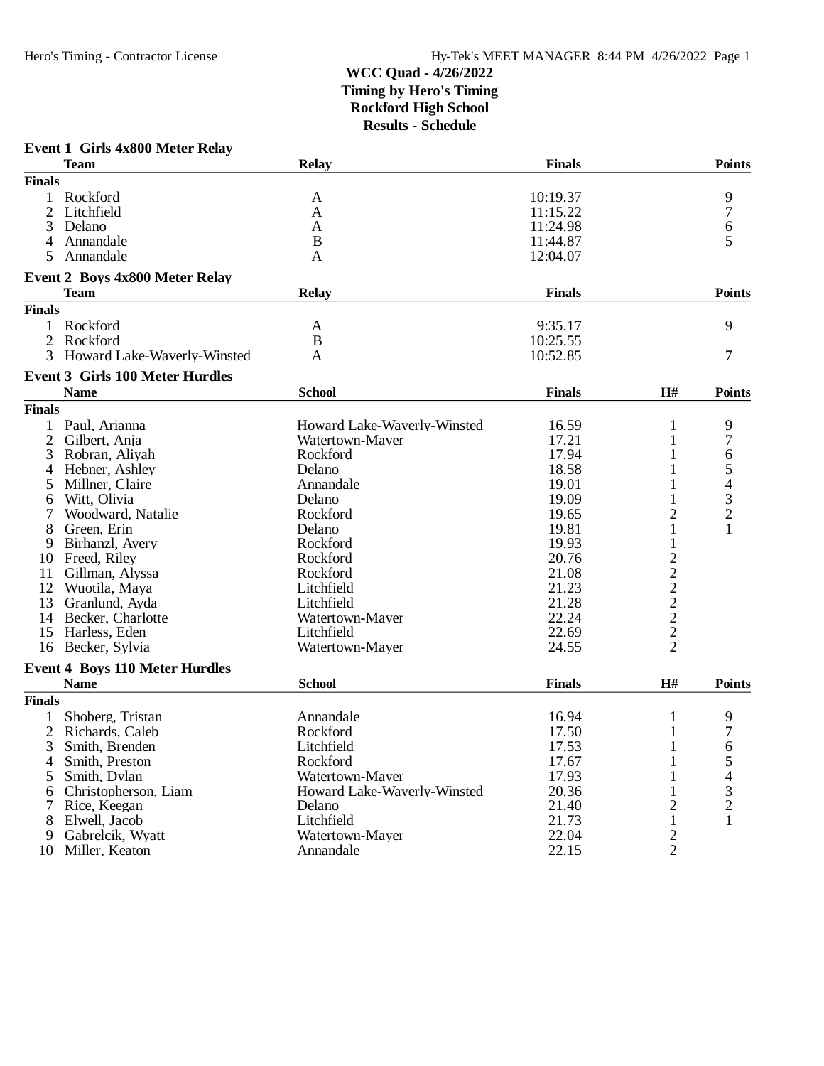**WCC Quad - 4/26/2022**
**Timing by Hero's Timing**
**Rockford High School**
**Results - Schedule**

### Event 1 Girls 4x800 Meter Relay

| | Team | Relay | Finals | Points |
|---|---|---|---|---|
| **Finals** | | | | |
| 1 | Rockford | A | 10:19.37 | 9 |
| 2 | Litchfield | A | 11:15.22 | 7 |
| 3 | Delano | A | 11:24.98 | 6 |
| 4 | Annandale | B | 11:44.87 | 5 |
| 5 | Annandale | A | 12:04.07 | |

### Event 2 Boys 4x800 Meter Relay

| | Team | Relay | Finals | Points |
|---|---|---|---|---|
| **Finals** | | | | |
| 1 | Rockford | A | 9:35.17 | 9 |
| 2 | Rockford | B | 10:25.55 | |
| 3 | Howard Lake-Waverly-Winsted | A | 10:52.85 | 7 |

### Event 3 Girls 100 Meter Hurdles

| | Name | School | Finals | H# | Points |
|---|---|---|---|---|---|
| **Finals** | | | | | |
| 1 | Paul, Arianna | Howard Lake-Waverly-Winsted | 16.59 | 1 | 9 |
| 2 | Gilbert, Anja | Watertown-Mayer | 17.21 | 1 | 7 |
| 3 | Robran, Aliyah | Rockford | 17.94 | 1 | 6 |
| 4 | Hebner, Ashley | Delano | 18.58 | 1 | 5 |
| 5 | Millner, Claire | Annandale | 19.01 | 1 | 4 |
| 6 | Witt, Olivia | Delano | 19.09 | 1 | 3 |
| 7 | Woodward, Natalie | Rockford | 19.65 | 2 | 2 |
| 8 | Green, Erin | Delano | 19.81 | 1 | 1 |
| 9 | Birhanzl, Avery | Rockford | 19.93 | 1 | |
| 10 | Freed, Riley | Rockford | 20.76 | 2 | |
| 11 | Gillman, Alyssa | Rockford | 21.08 | 2 | |
| 12 | Wuotila, Maya | Litchfield | 21.23 | 2 | |
| 13 | Granlund, Ayda | Litchfield | 21.28 | 2 | |
| 14 | Becker, Charlotte | Watertown-Mayer | 22.24 | 2 | |
| 15 | Harless, Eden | Litchfield | 22.69 | 2 | |
| 16 | Becker, Sylvia | Watertown-Mayer | 24.55 | 2 | |

### Event 4 Boys 110 Meter Hurdles

| | Name | School | Finals | H# | Points |
|---|---|---|---|---|---|
| **Finals** | | | | | |
| 1 | Shoberg, Tristan | Annandale | 16.94 | 1 | 9 |
| 2 | Richards, Caleb | Rockford | 17.50 | 1 | 7 |
| 3 | Smith, Brenden | Litchfield | 17.53 | 1 | 6 |
| 4 | Smith, Preston | Rockford | 17.67 | 1 | 5 |
| 5 | Smith, Dylan | Watertown-Mayer | 17.93 | 1 | 4 |
| 6 | Christopherson, Liam | Howard Lake-Waverly-Winsted | 20.36 | 1 | 3 |
| 7 | Rice, Keegan | Delano | 21.40 | 2 | 2 |
| 8 | Elwell, Jacob | Litchfield | 21.73 | 1 | 1 |
| 9 | Gabrelcik, Wyatt | Watertown-Mayer | 22.04 | 2 | |
| 10 | Miller, Keaton | Annandale | 22.15 | 2 | |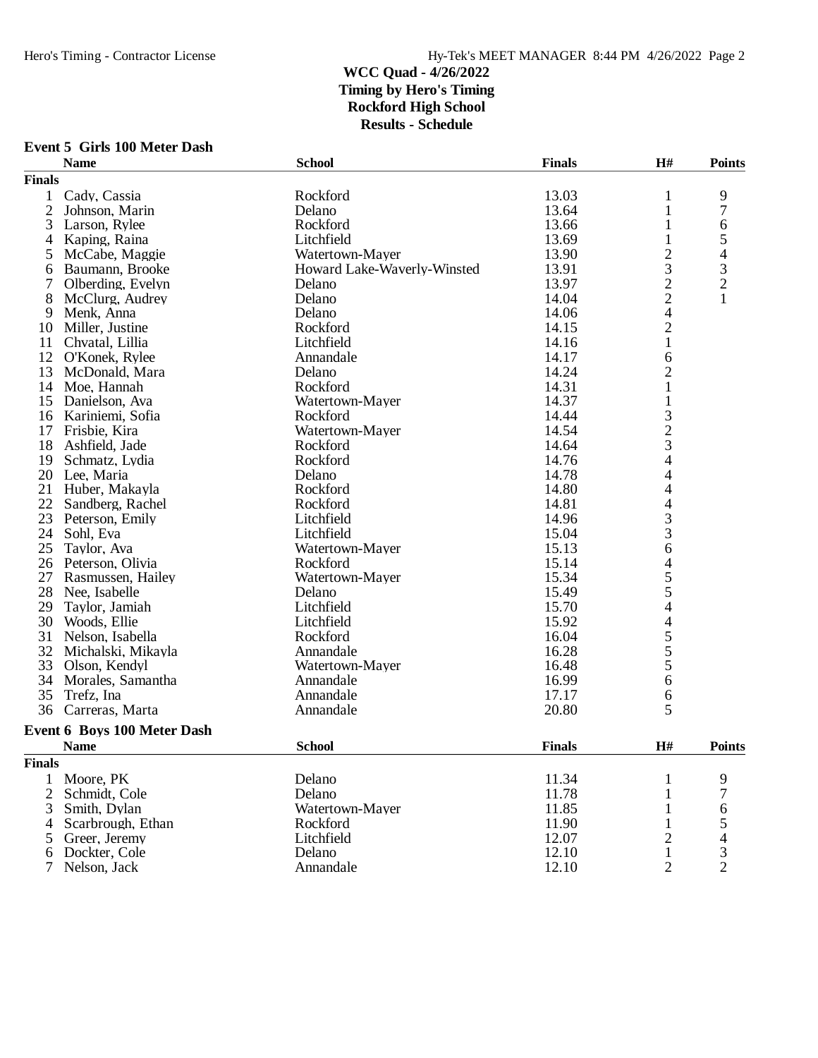## WCC Quad - 4/26/2022
## Timing by Hero's Timing
## Rockford High School
## Results - Schedule

### Event 5 Girls 100 Meter Dash

| | Name | School | Finals | H# | Points |
|---|---|---|---|---|---|
| **Finals** | | | | | |
| 1 | Cady, Cassia | Rockford | 13.03 | 1 | 9 |
| 2 | Johnson, Marin | Delano | 13.64 | 1 | 7 |
| 3 | Larson, Rylee | Rockford | 13.66 | 1 | 6 |
| 4 | Kaping, Raina | Litchfield | 13.69 | 1 | 5 |
| 5 | McCabe, Maggie | Watertown-Mayer | 13.90 | 2 | 4 |
| 6 | Baumann, Brooke | Howard Lake-Waverly-Winsted | 13.91 | 3 | 3 |
| 7 | Olberding, Evelyn | Delano | 13.97 | 2 | 2 |
| 8 | McClurg, Audrey | Delano | 14.04 | 2 | 1 |
| 9 | Menk, Anna | Delano | 14.06 | 4 | |
| 10 | Miller, Justine | Rockford | 14.15 | 2 | |
| 11 | Chvatal, Lillia | Litchfield | 14.16 | 1 | |
| 12 | O'Konek, Rylee | Annandale | 14.17 | 6 | |
| 13 | McDonald, Mara | Delano | 14.24 | 2 | |
| 14 | Moe, Hannah | Rockford | 14.31 | 1 | |
| 15 | Danielson, Ava | Watertown-Mayer | 14.37 | 1 | |
| 16 | Kariniemi, Sofia | Rockford | 14.44 | 3 | |
| 17 | Frisbie, Kira | Watertown-Mayer | 14.54 | 2 | |
| 18 | Ashfield, Jade | Rockford | 14.64 | 3 | |
| 19 | Schmatz, Lydia | Rockford | 14.76 | 4 | |
| 20 | Lee, Maria | Delano | 14.78 | 4 | |
| 21 | Huber, Makayla | Rockford | 14.80 | 4 | |
| 22 | Sandberg, Rachel | Rockford | 14.81 | 4 | |
| 23 | Peterson, Emily | Litchfield | 14.96 | 3 | |
| 24 | Sohl, Eva | Litchfield | 15.04 | 3 | |
| 25 | Taylor, Ava | Watertown-Mayer | 15.13 | 6 | |
| 26 | Peterson, Olivia | Rockford | 15.14 | 4 | |
| 27 | Rasmussen, Hailey | Watertown-Mayer | 15.34 | 5 | |
| 28 | Nee, Isabelle | Delano | 15.49 | 5 | |
| 29 | Taylor, Jamiah | Litchfield | 15.70 | 4 | |
| 30 | Woods, Ellie | Litchfield | 15.92 | 4 | |
| 31 | Nelson, Isabella | Rockford | 16.04 | 5 | |
| 32 | Michalski, Mikayla | Annandale | 16.28 | 5 | |
| 33 | Olson, Kendyl | Watertown-Mayer | 16.48 | 5 | |
| 34 | Morales, Samantha | Annandale | 16.99 | 6 | |
| 35 | Trefz, Ina | Annandale | 17.17 | 6 | |
| 36 | Carreras, Marta | Annandale | 20.80 | 5 | |

### Event 6 Boys 100 Meter Dash

| | Name | School | Finals | H# | Points |
|---|---|---|---|---|---|
| **Finals** | | | | | |
| 1 | Moore, PK | Delano | 11.34 | 1 | 9 |
| 2 | Schmidt, Cole | Delano | 11.78 | 1 | 7 |
| 3 | Smith, Dylan | Watertown-Mayer | 11.85 | 1 | 6 |
| 4 | Scarbrough, Ethan | Rockford | 11.90 | 1 | 5 |
| 5 | Greer, Jeremy | Litchfield | 12.07 | 2 | 4 |
| 6 | Dockter, Cole | Delano | 12.10 | 1 | 3 |
| 7 | Nelson, Jack | Annandale | 12.10 | 2 | 2 |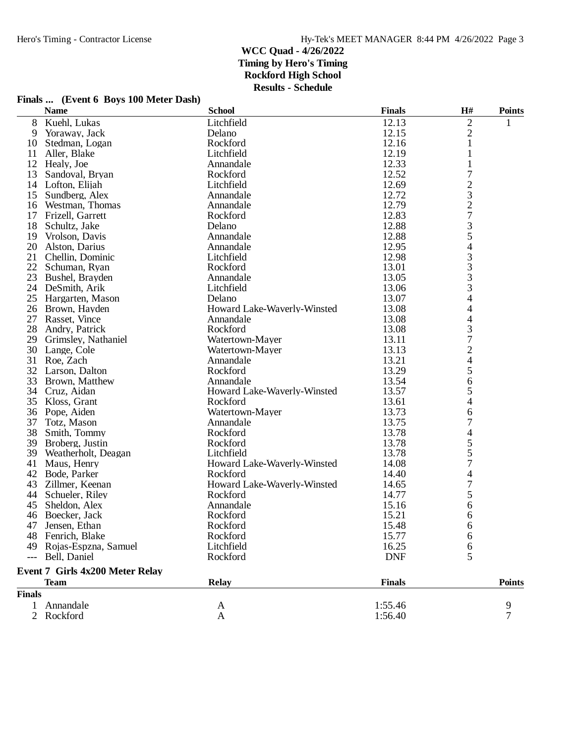# WCC Quad - 4/26/2022

**Timing by Hero's Timing**
**Rockford High School**
**Results - Schedule**

## Finals ... (Event 6 Boys 100 Meter Dash)

| | Name | School | Finals | H# | Points |
|---|---|---|---|---|---|
| 8 | Kuehl, Lukas | Litchfield | 12.13 | 2 | 1 |
| 9 | Yoraway, Jack | Delano | 12.15 | 2 | |
| 10 | Stedman, Logan | Rockford | 12.16 | 1 | |
| 11 | Aller, Blake | Litchfield | 12.19 | 1 | |
| 12 | Healy, Joe | Annandale | 12.33 | 1 | |
| 13 | Sandoval, Bryan | Rockford | 12.52 | 7 | |
| 14 | Lofton, Elijah | Litchfield | 12.69 | 2 | |
| 15 | Sundberg, Alex | Annandale | 12.72 | 3 | |
| 16 | Westman, Thomas | Annandale | 12.79 | 2 | |
| 17 | Frizell, Garrett | Rockford | 12.83 | 7 | |
| 18 | Schultz, Jake | Delano | 12.88 | 3 | |
| 19 | Vrolson, Davis | Annandale | 12.88 | 5 | |
| 20 | Alston, Darius | Annandale | 12.95 | 4 | |
| 21 | Chellin, Dominic | Litchfield | 12.98 | 3 | |
| 22 | Schuman, Ryan | Rockford | 13.01 | 3 | |
| 23 | Bushel, Brayden | Annandale | 13.05 | 3 | |
| 24 | DeSmith, Arik | Litchfield | 13.06 | 3 | |
| 25 | Hargarten, Mason | Delano | 13.07 | 4 | |
| 26 | Brown, Hayden | Howard Lake-Waverly-Winsted | 13.08 | 4 | |
| 27 | Rasset, Vince | Annandale | 13.08 | 4 | |
| 28 | Andry, Patrick | Rockford | 13.08 | 3 | |
| 29 | Grimsley, Nathaniel | Watertown-Mayer | 13.11 | 7 | |
| 30 | Lange, Cole | Watertown-Mayer | 13.13 | 2 | |
| 31 | Roe, Zach | Annandale | 13.21 | 4 | |
| 32 | Larson, Dalton | Rockford | 13.29 | 5 | |
| 33 | Brown, Matthew | Annandale | 13.54 | 6 | |
| 34 | Cruz, Aidan | Howard Lake-Waverly-Winsted | 13.57 | 5 | |
| 35 | Kloss, Grant | Rockford | 13.61 | 4 | |
| 36 | Pope, Aiden | Watertown-Mayer | 13.73 | 6 | |
| 37 | Totz, Mason | Annandale | 13.75 | 7 | |
| 38 | Smith, Tommy | Rockford | 13.78 | 4 | |
| 39 | Broberg, Justin | Rockford | 13.78 | 5 | |
| 39 | Weatherholt, Deagan | Litchfield | 13.78 | 5 | |
| 41 | Maus, Henry | Howard Lake-Waverly-Winsted | 14.08 | 7 | |
| 42 | Bode, Parker | Rockford | 14.40 | 4 | |
| 43 | Zillmer, Keenan | Howard Lake-Waverly-Winsted | 14.65 | 7 | |
| 44 | Schueler, Riley | Rockford | 14.77 | 5 | |
| 45 | Sheldon, Alex | Annandale | 15.16 | 6 | |
| 46 | Boecker, Jack | Rockford | 15.21 | 6 | |
| 47 | Jensen, Ethan | Rockford | 15.48 | 6 | |
| 48 | Fenrich, Blake | Rockford | 15.77 | 6 | |
| 49 | Rojas-Espzna, Samuel | Litchfield | 16.25 | 6 | |
| --- | Bell, Daniel | Rockford | DNF | 5 | |

## Event 7 Girls 4x200 Meter Relay

| | Team | Relay | Finals | Points |
|---|---|---|---|---|
| **Finals** | | | | |
| 1 | Annandale | A | 1:55.46 | 9 |
| 2 | Rockford | A | 1:56.40 | 7 |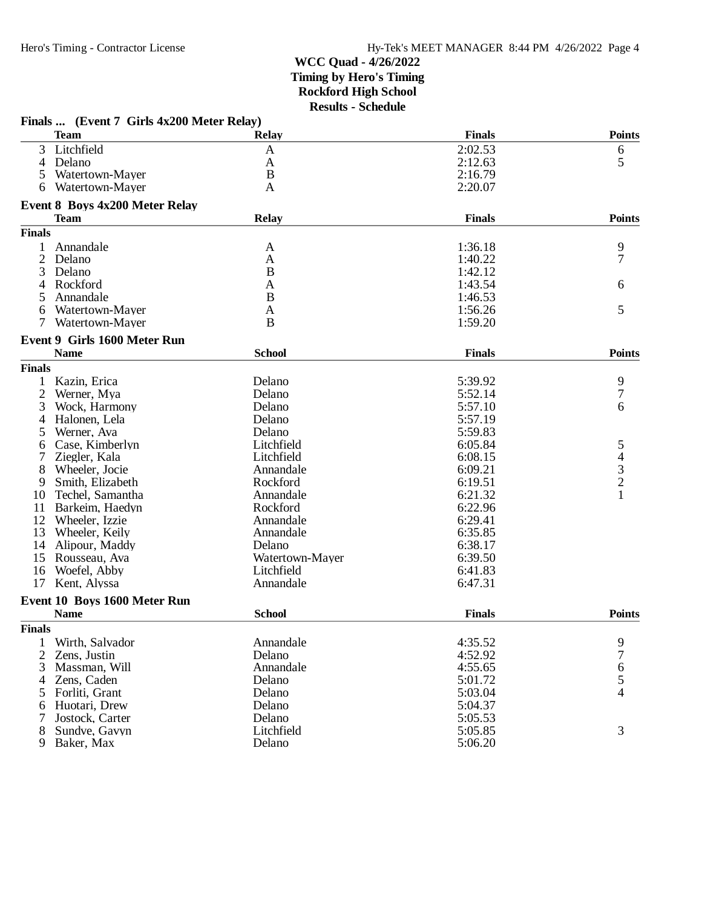## WCC Quad - 4/26/2022
## Timing by Hero's Timing
## Rockford High School
## Results - Schedule

### Finals ... (Event 7 Girls 4x200 Meter Relay)

| | Team | Relay | Finals | Points |
|---|---|---|---|---|
| 3 | Litchfield | A | 2:02.53 | 6 |
| 4 | Delano | A | 2:12.63 | 5 |
| 5 | Watertown-Mayer | B | 2:16.79 | |
| 6 | Watertown-Mayer | A | 2:20.07 | |

### Event 8 Boys 4x200 Meter Relay

**Finals**

| | Team | Relay | Finals | Points |
|---|---|---|---|---|
| 1 | Annandale | A | 1:36.18 | 9 |
| 2 | Delano | A | 1:40.22 | 7 |
| 3 | Delano | B | 1:42.12 | |
| 4 | Rockford | A | 1:43.54 | 6 |
| 5 | Annandale | B | 1:46.53 | |
| 6 | Watertown-Mayer | A | 1:56.26 | 5 |
| 7 | Watertown-Mayer | B | 1:59.20 | |

### Event 9 Girls 1600 Meter Run

**Finals**

| | Name | School | Finals | Points |
|---|---|---|---|---|
| 1 | Kazin, Erica | Delano | 5:39.92 | 9 |
| 2 | Werner, Mya | Delano | 5:52.14 | 7 |
| 3 | Wock, Harmony | Delano | 5:57.10 | 6 |
| 4 | Halonen, Lela | Delano | 5:57.19 | |
| 5 | Werner, Ava | Delano | 5:59.83 | |
| 6 | Case, Kimberlyn | Litchfield | 6:05.84 | 5 |
| 7 | Ziegler, Kala | Litchfield | 6:08.15 | 4 |
| 8 | Wheeler, Jocie | Annandale | 6:09.21 | 3 |
| 9 | Smith, Elizabeth | Rockford | 6:19.51 | 2 |
| 10 | Techel, Samantha | Annandale | 6:21.32 | 1 |
| 11 | Barkeim, Haedyn | Rockford | 6:22.96 | |
| 12 | Wheeler, Izzie | Annandale | 6:29.41 | |
| 13 | Wheeler, Keily | Annandale | 6:35.85 | |
| 14 | Alipour, Maddy | Delano | 6:38.17 | |
| 15 | Rousseau, Ava | Watertown-Mayer | 6:39.50 | |
| 16 | Woefel, Abby | Litchfield | 6:41.83 | |
| 17 | Kent, Alyssa | Annandale | 6:47.31 | |

### Event 10 Boys 1600 Meter Run

**Finals**

| | Name | School | Finals | Points |
|---|---|---|---|---|
| 1 | Wirth, Salvador | Annandale | 4:35.52 | 9 |
| 2 | Zens, Justin | Delano | 4:52.92 | 7 |
| 3 | Massman, Will | Annandale | 4:55.65 | 6 |
| 4 | Zens, Caden | Delano | 5:01.72 | 5 |
| 5 | Forliti, Grant | Delano | 5:03.04 | 4 |
| 6 | Huotari, Drew | Delano | 5:04.37 | |
| 7 | Jostock, Carter | Delano | 5:05.53 | |
| 8 | Sundve, Gavyn | Litchfield | 5:05.85 | 3 |
| 9 | Baker, Max | Delano | 5:06.20 | |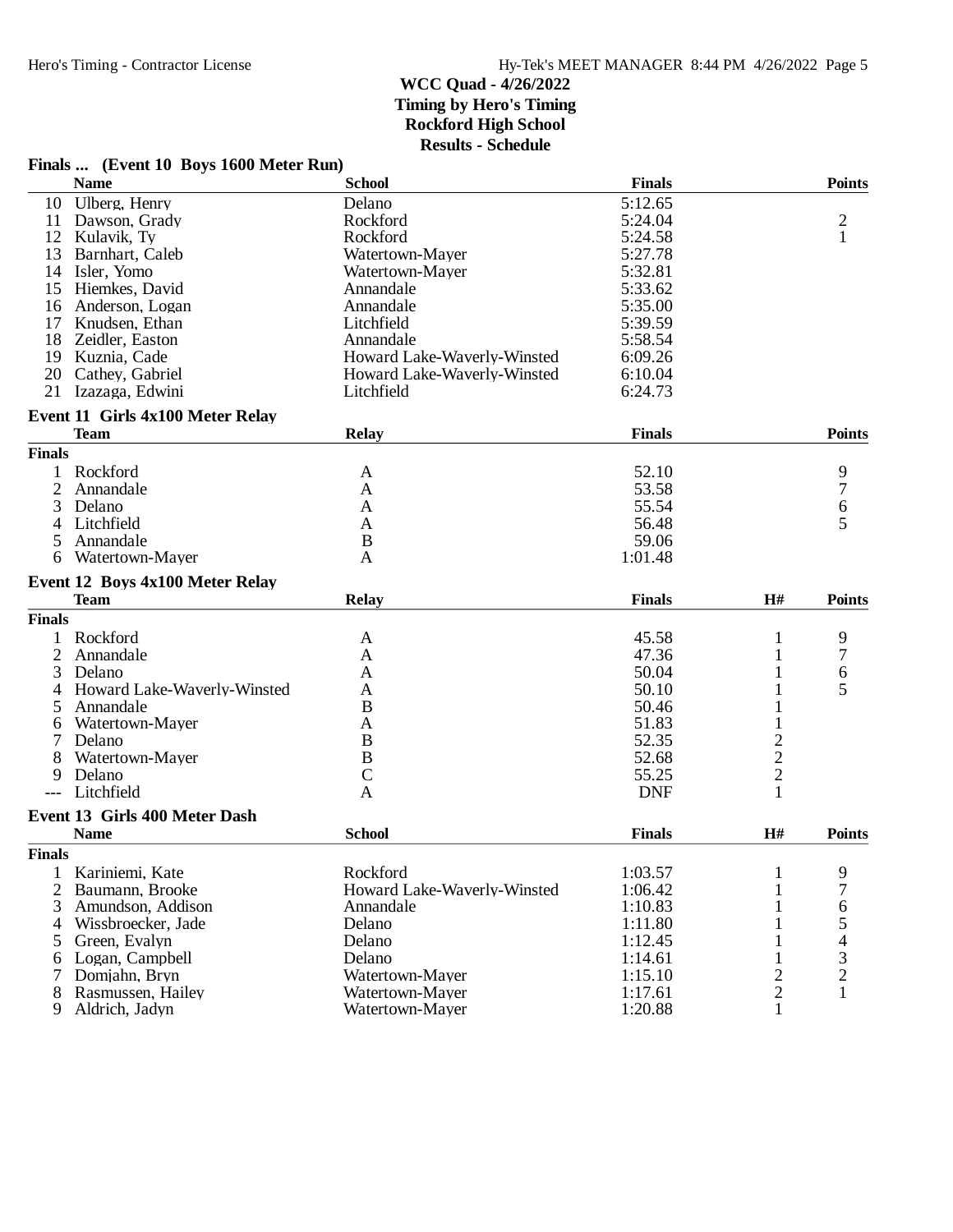# WCC Quad - 4/26/2022
## Timing by Hero's Timing
## Rockford High School
## Results - Schedule

### Finals ... (Event 10 Boys 1600 Meter Run)

| | Name | School | Finals | Points |
|---|---|---|---|---|
| 10 | Ulberg, Henry | Delano | 5:12.65 | |
| 11 | Dawson, Grady | Rockford | 5:24.04 | 2 |
| 12 | Kulavik, Ty | Rockford | 5:24.58 | 1 |
| 13 | Barnhart, Caleb | Watertown-Mayer | 5:27.78 | |
| 14 | Isler, Yomo | Watertown-Mayer | 5:32.81 | |
| 15 | Hiemkes, David | Annandale | 5:33.62 | |
| 16 | Anderson, Logan | Annandale | 5:35.00 | |
| 17 | Knudsen, Ethan | Litchfield | 5:39.59 | |
| 18 | Zeidler, Easton | Annandale | 5:58.54 | |
| 19 | Kuznia, Cade | Howard Lake-Waverly-Winsted | 6:09.26 | |
| 20 | Cathey, Gabriel | Howard Lake-Waverly-Winsted | 6:10.04 | |
| 21 | Izazaga, Edwini | Litchfield | 6:24.73 | |

### Event 11 Girls 4x100 Meter Relay

| | Team | Relay | Finals | Points |
|---|---|---|---|---|
| **Finals** | | | | |
| 1 | Rockford | A | 52.10 | 9 |
| 2 | Annandale | A | 53.58 | 7 |
| 3 | Delano | A | 55.54 | 6 |
| 4 | Litchfield | A | 56.48 | 5 |
| 5 | Annandale | B | 59.06 | |
| 6 | Watertown-Mayer | A | 1:01.48 | |

### Event 12 Boys 4x100 Meter Relay

| | Team | Relay | Finals | H# | Points |
|---|---|---|---|---|---|
| **Finals** | | | | | |
| 1 | Rockford | A | 45.58 | 1 | 9 |
| 2 | Annandale | A | 47.36 | 1 | 7 |
| 3 | Delano | A | 50.04 | 1 | 6 |
| 4 | Howard Lake-Waverly-Winsted | A | 50.10 | 1 | 5 |
| 5 | Annandale | B | 50.46 | 1 | |
| 6 | Watertown-Mayer | A | 51.83 | 1 | |
| 7 | Delano | B | 52.35 | 2 | |
| 8 | Watertown-Mayer | B | 52.68 | 2 | |
| 9 | Delano | C | 55.25 | 2 | |
| --- | Litchfield | A | DNF | 1 | |

### Event 13 Girls 400 Meter Dash

| | Name | School | Finals | H# | Points |
|---|---|---|---|---|---|
| **Finals** | | | | | |
| 1 | Kariniemi, Kate | Rockford | 1:03.57 | 1 | 9 |
| 2 | Baumann, Brooke | Howard Lake-Waverly-Winsted | 1:06.42 | 1 | 7 |
| 3 | Amundson, Addison | Annandale | 1:10.83 | 1 | 6 |
| 4 | Wissbroecker, Jade | Delano | 1:11.80 | 1 | 5 |
| 5 | Green, Evalyn | Delano | 1:12.45 | 1 | 4 |
| 6 | Logan, Campbell | Delano | 1:14.61 | 1 | 3 |
| 7 | Domjahn, Bryn | Watertown-Mayer | 1:15.10 | 2 | 2 |
| 8 | Rasmussen, Hailey | Watertown-Mayer | 1:17.61 | 2 | 1 |
| 9 | Aldrich, Jadyn | Watertown-Mayer | 1:20.88 | 1 | |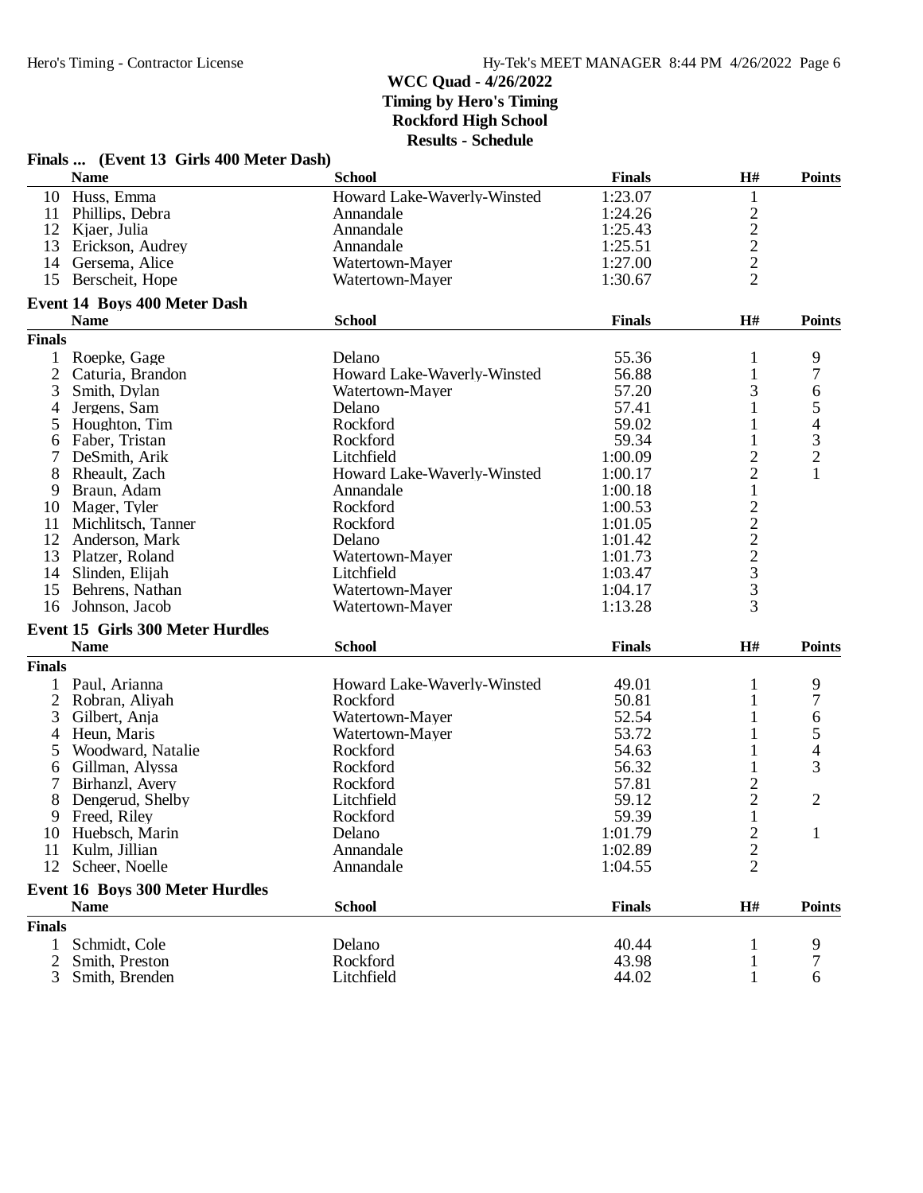**WCC Quad - 4/26/2022**
**Timing by Hero's Timing**
**Rockford High School**
**Results - Schedule**

### Finals ... (Event 13 Girls 400 Meter Dash)

| | Name | School | Finals | H# | Points |
|---|---|---|---|---|---|
| 10 | Huss, Emma | Howard Lake-Waverly-Winsted | 1:23.07 | 1 | |
| 11 | Phillips, Debra | Annandale | 1:24.26 | 2 | |
| 12 | Kjaer, Julia | Annandale | 1:25.43 | 2 | |
| 13 | Erickson, Audrey | Annandale | 1:25.51 | 2 | |
| 14 | Gersema, Alice | Watertown-Mayer | 1:27.00 | 2 | |
| 15 | Berscheit, Hope | Watertown-Mayer | 1:30.67 | 2 | |

### Event 14 Boys 400 Meter Dash

| | Name | School | Finals | H# | Points |
|---|---|---|---|---|---|
| **Finals** | | | | | |
| 1 | Roepke, Gage | Delano | 55.36 | 1 | 9 |
| 2 | Caturia, Brandon | Howard Lake-Waverly-Winsted | 56.88 | 1 | 7 |
| 3 | Smith, Dylan | Watertown-Mayer | 57.20 | 3 | 6 |
| 4 | Jergens, Sam | Delano | 57.41 | 1 | 5 |
| 5 | Houghton, Tim | Rockford | 59.02 | 1 | 4 |
| 6 | Faber, Tristan | Rockford | 59.34 | 1 | 3 |
| 7 | DeSmith, Arik | Litchfield | 1:00.09 | 2 | 2 |
| 8 | Rheault, Zach | Howard Lake-Waverly-Winsted | 1:00.17 | 2 | 1 |
| 9 | Braun, Adam | Annandale | 1:00.18 | 1 | |
| 10 | Mager, Tyler | Rockford | 1:00.53 | 2 | |
| 11 | Michlitsch, Tanner | Rockford | 1:01.05 | 2 | |
| 12 | Anderson, Mark | Delano | 1:01.42 | 2 | |
| 13 | Platzer, Roland | Watertown-Mayer | 1:01.73 | 2 | |
| 14 | Slinden, Elijah | Litchfield | 1:03.47 | 3 | |
| 15 | Behrens, Nathan | Watertown-Mayer | 1:04.17 | 3 | |
| 16 | Johnson, Jacob | Watertown-Mayer | 1:13.28 | 3 | |

### Event 15 Girls 300 Meter Hurdles

| | Name | School | Finals | H# | Points |
|---|---|---|---|---|---|
| **Finals** | | | | | |
| 1 | Paul, Arianna | Howard Lake-Waverly-Winsted | 49.01 | 1 | 9 |
| 2 | Robran, Aliyah | Rockford | 50.81 | 1 | 7 |
| 3 | Gilbert, Anja | Watertown-Mayer | 52.54 | 1 | 6 |
| 4 | Heun, Maris | Watertown-Mayer | 53.72 | 1 | 5 |
| 5 | Woodward, Natalie | Rockford | 54.63 | 1 | 4 |
| 6 | Gillman, Alyssa | Rockford | 56.32 | 1 | 3 |
| 7 | Birhanzl, Avery | Rockford | 57.81 | 2 | |
| 8 | Dengerud, Shelby | Litchfield | 59.12 | 2 | 2 |
| 9 | Freed, Riley | Rockford | 59.39 | 1 | |
| 10 | Huebsch, Marin | Delano | 1:01.79 | 2 | 1 |
| 11 | Kulm, Jillian | Annandale | 1:02.89 | 2 | |
| 12 | Scheer, Noelle | Annandale | 1:04.55 | 2 | |

### Event 16 Boys 300 Meter Hurdles

| | Name | School | Finals | H# | Points |
|---|---|---|---|---|---|
| **Finals** | | | | | |
| 1 | Schmidt, Cole | Delano | 40.44 | 1 | 9 |
| 2 | Smith, Preston | Rockford | 43.98 | 1 | 7 |
| 3 | Smith, Brenden | Litchfield | 44.02 | 1 | 6 |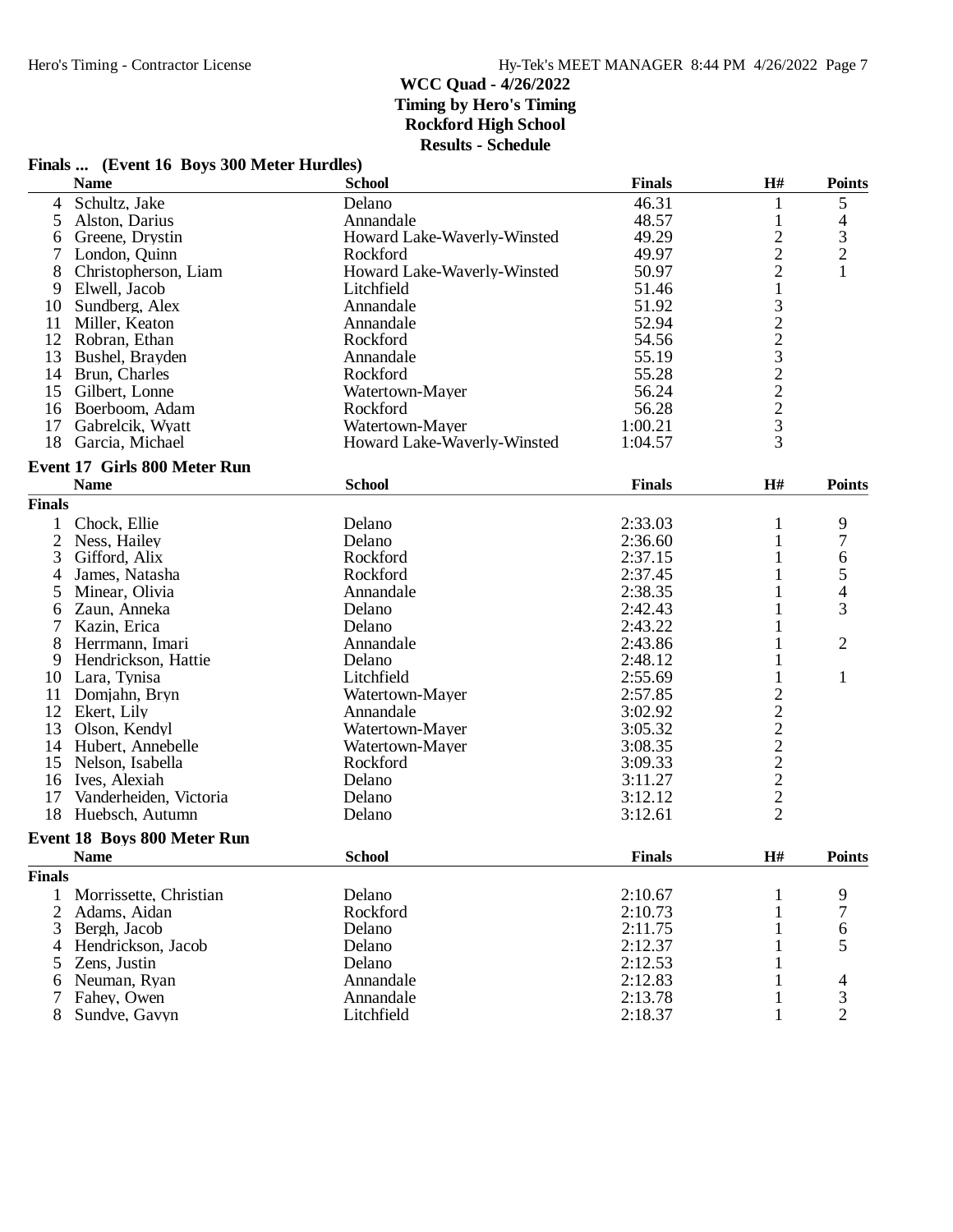## WCC Quad - 4/26/2022
### Timing by Hero's Timing
### Rockford High School
### Results - Schedule

**Finals ... (Event 16 Boys 300 Meter Hurdles)**

| | Name | School | Finals | H# | Points |
|---|---|---|---|---|---|
| 4 | Schultz, Jake | Delano | 46.31 | 1 | 5 |
| 5 | Alston, Darius | Annandale | 48.57 | 1 | 4 |
| 6 | Greene, Drystin | Howard Lake-Waverly-Winsted | 49.29 | 2 | 3 |
| 7 | London, Quinn | Rockford | 49.97 | 2 | 2 |
| 8 | Christopherson, Liam | Howard Lake-Waverly-Winsted | 50.97 | 2 | 1 |
| 9 | Elwell, Jacob | Litchfield | 51.46 | 1 | |
| 10 | Sundberg, Alex | Annandale | 51.92 | 3 | |
| 11 | Miller, Keaton | Annandale | 52.94 | 2 | |
| 12 | Robran, Ethan | Rockford | 54.56 | 2 | |
| 13 | Bushel, Brayden | Annandale | 55.19 | 3 | |
| 14 | Brun, Charles | Rockford | 55.28 | 2 | |
| 15 | Gilbert, Lonne | Watertown-Mayer | 56.24 | 2 | |
| 16 | Boerboom, Adam | Rockford | 56.28 | 2 | |
| 17 | Gabrelcik, Wyatt | Watertown-Mayer | 1:00.21 | 3 | |
| 18 | Garcia, Michael | Howard Lake-Waverly-Winsted | 1:04.57 | 3 | |

**Event 17 Girls 800 Meter Run**

| | Name | School | Finals | H# | Points |
|---|---|---|---|---|---|
| **Finals** | | | | | |
| 1 | Chock, Ellie | Delano | 2:33.03 | 1 | 9 |
| 2 | Ness, Hailey | Delano | 2:36.60 | 1 | 7 |
| 3 | Gifford, Alix | Rockford | 2:37.15 | 1 | 6 |
| 4 | James, Natasha | Rockford | 2:37.45 | 1 | 5 |
| 5 | Minear, Olivia | Annandale | 2:38.35 | 1 | 4 |
| 6 | Zaun, Anneka | Delano | 2:42.43 | 1 | 3 |
| 7 | Kazin, Erica | Delano | 2:43.22 | 1 | |
| 8 | Herrmann, Imari | Annandale | 2:43.86 | 1 | 2 |
| 9 | Hendrickson, Hattie | Delano | 2:48.12 | 1 | |
| 10 | Lara, Tynisa | Litchfield | 2:55.69 | 1 | 1 |
| 11 | Domjahn, Bryn | Watertown-Mayer | 2:57.85 | 2 | |
| 12 | Ekert, Lily | Annandale | 3:02.92 | 2 | |
| 13 | Olson, Kendyl | Watertown-Mayer | 3:05.32 | 2 | |
| 14 | Hubert, Annebelle | Watertown-Mayer | 3:08.35 | 2 | |
| 15 | Nelson, Isabella | Rockford | 3:09.33 | 2 | |
| 16 | Ives, Alexiah | Delano | 3:11.27 | 2 | |
| 17 | Vanderheiden, Victoria | Delano | 3:12.12 | 2 | |
| 18 | Huebsch, Autumn | Delano | 3:12.61 | 2 | |

**Event 18 Boys 800 Meter Run**

| | Name | School | Finals | H# | Points |
|---|---|---|---|---|---|
| **Finals** | | | | | |
| 1 | Morrissette, Christian | Delano | 2:10.67 | 1 | 9 |
| 2 | Adams, Aidan | Rockford | 2:10.73 | 1 | 7 |
| 3 | Bergh, Jacob | Delano | 2:11.75 | 1 | 6 |
| 4 | Hendrickson, Jacob | Delano | 2:12.37 | 1 | 5 |
| 5 | Zens, Justin | Delano | 2:12.53 | 1 | |
| 6 | Neuman, Ryan | Annandale | 2:12.83 | 1 | 4 |
| 7 | Fahey, Owen | Annandale | 2:13.78 | 1 | 3 |
| 8 | Sundve, Gavyn | Litchfield | 2:18.37 | 1 | 2 |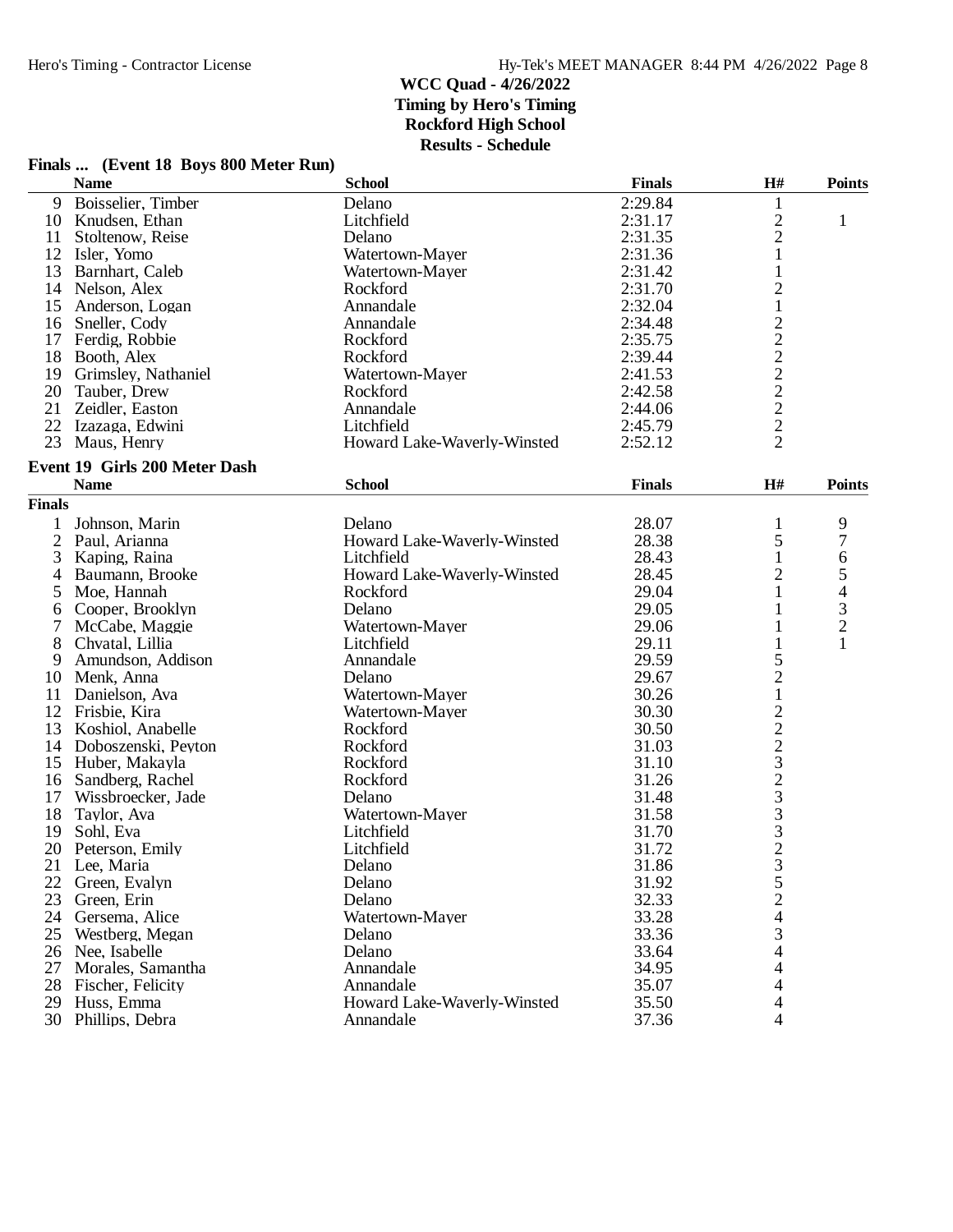# WCC Quad - 4/26/2022
**Timing by Hero's Timing**
**Rockford High School**
**Results - Schedule**

## Finals ... (Event 18 Boys 800 Meter Run)

| | Name | School | Finals | H# | Points |
|---|---|---|---|---|---|
| 9 | Boisselier, Timber | Delano | 2:29.84 | 1 | |
| 10 | Knudsen, Ethan | Litchfield | 2:31.17 | 2 | 1 |
| 11 | Stoltenow, Reise | Delano | 2:31.35 | 2 | |
| 12 | Isler, Yomo | Watertown-Mayer | 2:31.36 | 1 | |
| 13 | Barnhart, Caleb | Watertown-Mayer | 2:31.42 | 1 | |
| 14 | Nelson, Alex | Rockford | 2:31.70 | 2 | |
| 15 | Anderson, Logan | Annandale | 2:32.04 | 1 | |
| 16 | Sneller, Cody | Annandale | 2:34.48 | 2 | |
| 17 | Ferdig, Robbie | Rockford | 2:35.75 | 2 | |
| 18 | Booth, Alex | Rockford | 2:39.44 | 2 | |
| 19 | Grimsley, Nathaniel | Watertown-Mayer | 2:41.53 | 2 | |
| 20 | Tauber, Drew | Rockford | 2:42.58 | 2 | |
| 21 | Zeidler, Easton | Annandale | 2:44.06 | 2 | |
| 22 | Izazaga, Edwini | Litchfield | 2:45.79 | 2 | |
| 23 | Maus, Henry | Howard Lake-Waverly-Winsted | 2:52.12 | 2 | |

## Event 19 Girls 200 Meter Dash

**Finals**

| | Name | School | Finals | H# | Points |
|---|---|---|---|---|---|
| 1 | Johnson, Marin | Delano | 28.07 | 1 | 9 |
| 2 | Paul, Arianna | Howard Lake-Waverly-Winsted | 28.38 | 5 | 7 |
| 3 | Kaping, Raina | Litchfield | 28.43 | 1 | 6 |
| 4 | Baumann, Brooke | Howard Lake-Waverly-Winsted | 28.45 | 2 | 5 |
| 5 | Moe, Hannah | Rockford | 29.04 | 1 | 4 |
| 6 | Cooper, Brooklyn | Delano | 29.05 | 1 | 3 |
| 7 | McCabe, Maggie | Watertown-Mayer | 29.06 | 1 | 2 |
| 8 | Chvatal, Lillia | Litchfield | 29.11 | 1 | 1 |
| 9 | Amundson, Addison | Annandale | 29.59 | 5 | |
| 10 | Menk, Anna | Delano | 29.67 | 2 | |
| 11 | Danielson, Ava | Watertown-Mayer | 30.26 | 1 | |
| 12 | Frisbie, Kira | Watertown-Mayer | 30.30 | 2 | |
| 13 | Koshiol, Anabelle | Rockford | 30.50 | 2 | |
| 14 | Doboszenski, Peyton | Rockford | 31.03 | 2 | |
| 15 | Huber, Makayla | Rockford | 31.10 | 3 | |
| 16 | Sandberg, Rachel | Rockford | 31.26 | 2 | |
| 17 | Wissbroecker, Jade | Delano | 31.48 | 3 | |
| 18 | Taylor, Ava | Watertown-Mayer | 31.58 | 3 | |
| 19 | Sohl, Eva | Litchfield | 31.70 | 3 | |
| 20 | Peterson, Emily | Litchfield | 31.72 | 2 | |
| 21 | Lee, Maria | Delano | 31.86 | 3 | |
| 22 | Green, Evalyn | Delano | 31.92 | 5 | |
| 23 | Green, Erin | Delano | 32.33 | 2 | |
| 24 | Gersema, Alice | Watertown-Mayer | 33.28 | 4 | |
| 25 | Westberg, Megan | Delano | 33.36 | 3 | |
| 26 | Nee, Isabelle | Delano | 33.64 | 4 | |
| 27 | Morales, Samantha | Annandale | 34.95 | 4 | |
| 28 | Fischer, Felicity | Annandale | 35.07 | 4 | |
| 29 | Huss, Emma | Howard Lake-Waverly-Winsted | 35.50 | 4 | |
| 30 | Phillips, Debra | Annandale | 37.36 | 4 | |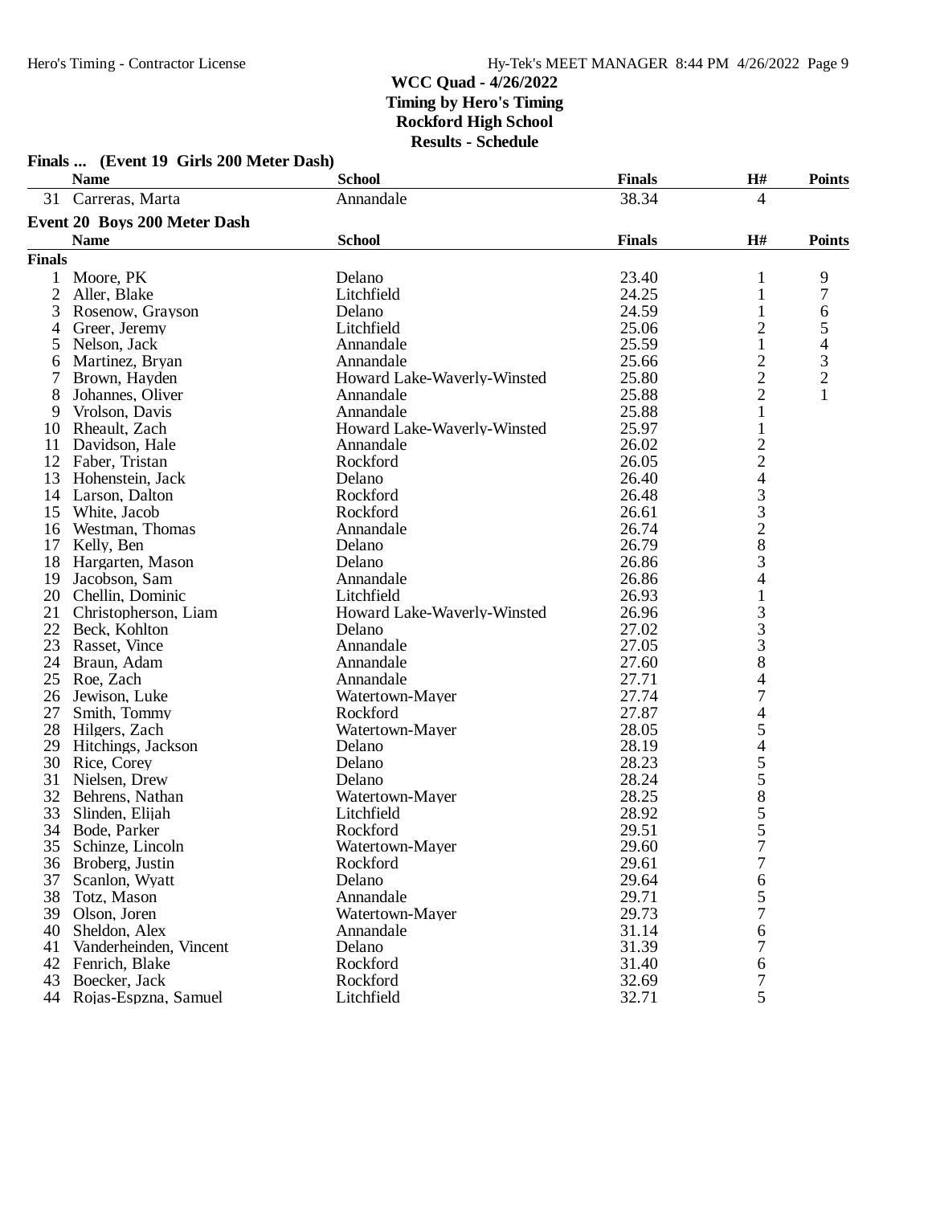# WCC Quad - 4/26/2022

**Timing by Hero's Timing**
**Rockford High School**
**Results - Schedule**

### Finals ... (Event 19 Girls 200 Meter Dash)

| | Name | School | Finals | H# | Points |
|---|---|---|---|---|---|
| 31 | Carreras, Marta | Annandale | 38.34 | 4 | |

### Event 20 Boys 200 Meter Dash

| | Name | School | Finals | H# | Points |
|---|---|---|---|---|---|
| **Finals** | | | | | |
| 1 | Moore, PK | Delano | 23.40 | 1 | 9 |
| 2 | Aller, Blake | Litchfield | 24.25 | 1 | 7 |
| 3 | Rosenow, Grayson | Delano | 24.59 | 1 | 6 |
| 4 | Greer, Jeremy | Litchfield | 25.06 | 2 | 5 |
| 5 | Nelson, Jack | Annandale | 25.59 | 1 | 4 |
| 6 | Martinez, Bryan | Annandale | 25.66 | 2 | 3 |
| 7 | Brown, Hayden | Howard Lake-Waverly-Winsted | 25.80 | 2 | 2 |
| 8 | Johannes, Oliver | Annandale | 25.88 | 2 | 1 |
| 9 | Vrolson, Davis | Annandale | 25.88 | 1 | |
| 10 | Rheault, Zach | Howard Lake-Waverly-Winsted | 25.97 | 1 | |
| 11 | Davidson, Hale | Annandale | 26.02 | 2 | |
| 12 | Faber, Tristan | Rockford | 26.05 | 2 | |
| 13 | Hohenstein, Jack | Delano | 26.40 | 4 | |
| 14 | Larson, Dalton | Rockford | 26.48 | 3 | |
| 15 | White, Jacob | Rockford | 26.61 | 3 | |
| 16 | Westman, Thomas | Annandale | 26.74 | 2 | |
| 17 | Kelly, Ben | Delano | 26.79 | 8 | |
| 18 | Hargarten, Mason | Delano | 26.86 | 3 | |
| 19 | Jacobson, Sam | Annandale | 26.86 | 4 | |
| 20 | Chellin, Dominic | Litchfield | 26.93 | 1 | |
| 21 | Christopherson, Liam | Howard Lake-Waverly-Winsted | 26.96 | 3 | |
| 22 | Beck, Kohlton | Delano | 27.02 | 3 | |
| 23 | Rasset, Vince | Annandale | 27.05 | 3 | |
| 24 | Braun, Adam | Annandale | 27.60 | 8 | |
| 25 | Roe, Zach | Annandale | 27.71 | 4 | |
| 26 | Jewison, Luke | Watertown-Mayer | 27.74 | 7 | |
| 27 | Smith, Tommy | Rockford | 27.87 | 4 | |
| 28 | Hilgers, Zach | Watertown-Mayer | 28.05 | 5 | |
| 29 | Hitchings, Jackson | Delano | 28.19 | 4 | |
| 30 | Rice, Corey | Delano | 28.23 | 5 | |
| 31 | Nielsen, Drew | Delano | 28.24 | 5 | |
| 32 | Behrens, Nathan | Watertown-Mayer | 28.25 | 8 | |
| 33 | Slinden, Elijah | Litchfield | 28.92 | 5 | |
| 34 | Bode, Parker | Rockford | 29.51 | 5 | |
| 35 | Schinze, Lincoln | Watertown-Mayer | 29.60 | 7 | |
| 36 | Broberg, Justin | Rockford | 29.61 | 7 | |
| 37 | Scanlon, Wyatt | Delano | 29.64 | 6 | |
| 38 | Totz, Mason | Annandale | 29.71 | 5 | |
| 39 | Olson, Joren | Watertown-Mayer | 29.73 | 7 | |
| 40 | Sheldon, Alex | Annandale | 31.14 | 6 | |
| 41 | Vanderheinden, Vincent | Delano | 31.39 | 7 | |
| 42 | Fenrich, Blake | Rockford | 31.40 | 6 | |
| 43 | Boecker, Jack | Rockford | 32.69 | 7 | |
| 44 | Rojas-Espzna, Samuel | Litchfield | 32.71 | 5 | |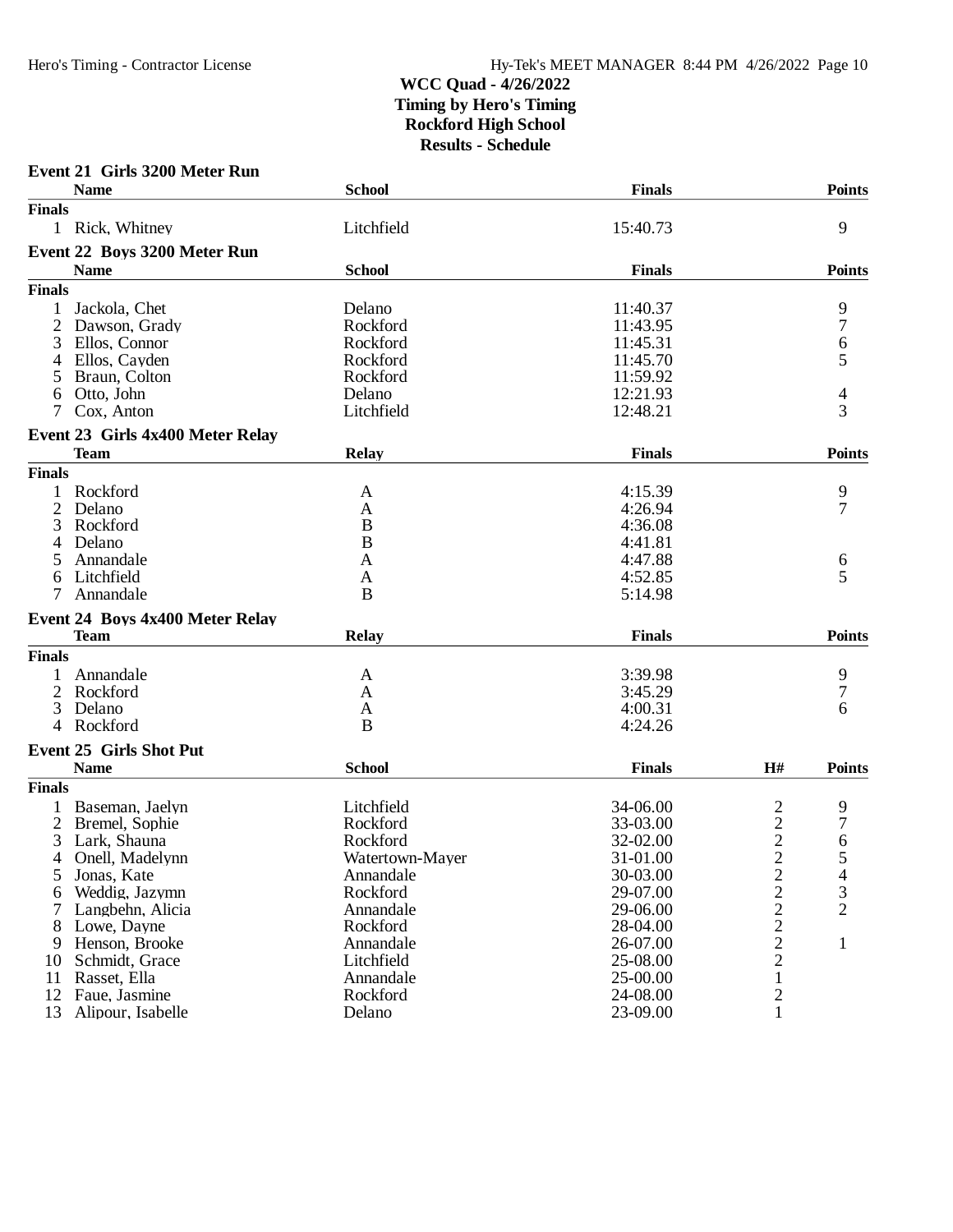# WCC Quad - 4/26/2022
## Timing by Hero's Timing
## Rockford High School
## Results - Schedule

### Event 21 Girls 3200 Meter Run

| | Name | School | Finals | Points |
|---|---|---|---|---|
| **Finals** | | | | |
| 1 | Rick, Whitney | Litchfield | 15:40.73 | 9 |

### Event 22 Boys 3200 Meter Run

| | Name | School | Finals | Points |
|---|---|---|---|---|
| **Finals** | | | | |
| 1 | Jackola, Chet | Delano | 11:40.37 | 9 |
| 2 | Dawson, Grady | Rockford | 11:43.95 | 7 |
| 3 | Ellos, Connor | Rockford | 11:45.31 | 6 |
| 4 | Ellos, Cayden | Rockford | 11:45.70 | 5 |
| 5 | Braun, Colton | Rockford | 11:59.92 | |
| 6 | Otto, John | Delano | 12:21.93 | 4 |
| 7 | Cox, Anton | Litchfield | 12:48.21 | 3 |

### Event 23 Girls 4x400 Meter Relay

| | Team | Relay | Finals | Points |
|---|---|---|---|---|
| **Finals** | | | | |
| 1 | Rockford | A | 4:15.39 | 9 |
| 2 | Delano | A | 4:26.94 | 7 |
| 3 | Rockford | B | 4:36.08 | |
| 4 | Delano | B | 4:41.81 | |
| 5 | Annandale | A | 4:47.88 | 6 |
| 6 | Litchfield | A | 4:52.85 | 5 |
| 7 | Annandale | B | 5:14.98 | |

### Event 24 Boys 4x400 Meter Relay

| | Team | Relay | Finals | Points |
|---|---|---|---|---|
| **Finals** | | | | |
| 1 | Annandale | A | 3:39.98 | 9 |
| 2 | Rockford | A | 3:45.29 | 7 |
| 3 | Delano | A | 4:00.31 | 6 |
| 4 | Rockford | B | 4:24.26 | |

### Event 25 Girls Shot Put

| | Name | School | Finals | H# | Points |
|---|---|---|---|---|---|
| **Finals** | | | | | |
| 1 | Baseman, Jaelyn | Litchfield | 34-06.00 | 2 | 9 |
| 2 | Bremel, Sophie | Rockford | 33-03.00 | 2 | 7 |
| 3 | Lark, Shauna | Rockford | 32-02.00 | 2 | 6 |
| 4 | Onell, Madelynn | Watertown-Mayer | 31-01.00 | 2 | 5 |
| 5 | Jonas, Kate | Annandale | 30-03.00 | 2 | 4 |
| 6 | Weddig, Jazymn | Rockford | 29-07.00 | 2 | 3 |
| 7 | Langbehn, Alicia | Annandale | 29-06.00 | 2 | 2 |
| 8 | Lowe, Dayne | Rockford | 28-04.00 | 2 | |
| 9 | Henson, Brooke | Annandale | 26-07.00 | 2 | 1 |
| 10 | Schmidt, Grace | Litchfield | 25-08.00 | 2 | |
| 11 | Rasset, Ella | Annandale | 25-00.00 | 1 | |
| 12 | Faue, Jasmine | Rockford | 24-08.00 | 2 | |
| 13 | Alipour, Isabelle | Delano | 23-09.00 | 1 | |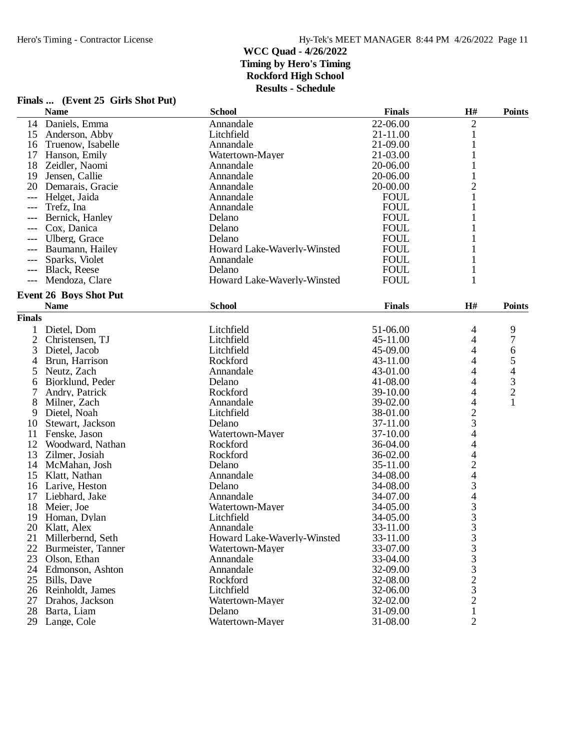## WCC Quad - 4/26/2022
### Timing by Hero's Timing
### Rockford High School
### Results - Schedule

**Finals ... (Event 25 Girls Shot Put)**

| | Name | School | Finals | H# | Points |
|---|---|---|---|---|---|
| 14 | Daniels, Emma | Annandale | 22-06.00 | 2 | |
| 15 | Anderson, Abby | Litchfield | 21-11.00 | 1 | |
| 16 | Truenow, Isabelle | Annandale | 21-09.00 | 1 | |
| 17 | Hanson, Emily | Watertown-Mayer | 21-03.00 | 1 | |
| 18 | Zeidler, Naomi | Annandale | 20-06.00 | 1 | |
| 19 | Jensen, Callie | Annandale | 20-06.00 | 1 | |
| 20 | Demarais, Gracie | Annandale | 20-00.00 | 2 | |
| --- | Helget, Jaida | Annandale | FOUL | 1 | |
| --- | Trefz, Ina | Annandale | FOUL | 1 | |
| --- | Bernick, Hanley | Delano | FOUL | 1 | |
| --- | Cox, Danica | Delano | FOUL | 1 | |
| --- | Ulberg, Grace | Delano | FOUL | 1 | |
| --- | Baumann, Hailey | Howard Lake-Waverly-Winsted | FOUL | 1 | |
| --- | Sparks, Violet | Annandale | FOUL | 1 | |
| --- | Black, Reese | Delano | FOUL | 1 | |
| --- | Mendoza, Clare | Howard Lake-Waverly-Winsted | FOUL | 1 | |

**Event 26 Boys Shot Put**

| | Name | School | Finals | H# | Points |
|---|---|---|---|---|---|
| **Finals** | | | | | |
| 1 | Dietel, Dom | Litchfield | 51-06.00 | 4 | 9 |
| 2 | Christensen, TJ | Litchfield | 45-11.00 | 4 | 7 |
| 3 | Dietel, Jacob | Litchfield | 45-09.00 | 4 | 6 |
| 4 | Brun, Harrison | Rockford | 43-11.00 | 4 | 5 |
| 5 | Neutz, Zach | Annandale | 43-01.00 | 4 | 4 |
| 6 | Bjorklund, Peder | Delano | 41-08.00 | 4 | 3 |
| 7 | Andry, Patrick | Rockford | 39-10.00 | 4 | 2 |
| 8 | Milner, Zach | Annandale | 39-02.00 | 4 | 1 |
| 9 | Dietel, Noah | Litchfield | 38-01.00 | 2 | |
| 10 | Stewart, Jackson | Delano | 37-11.00 | 3 | |
| 11 | Fenske, Jason | Watertown-Mayer | 37-10.00 | 4 | |
| 12 | Woodward, Nathan | Rockford | 36-04.00 | 4 | |
| 13 | Zilmer, Josiah | Rockford | 36-02.00 | 4 | |
| 14 | McMahan, Josh | Delano | 35-11.00 | 2 | |
| 15 | Klatt, Nathan | Annandale | 34-08.00 | 4 | |
| 16 | Larive, Heston | Delano | 34-08.00 | 3 | |
| 17 | Liebhard, Jake | Annandale | 34-07.00 | 4 | |
| 18 | Meier, Joe | Watertown-Mayer | 34-05.00 | 3 | |
| 19 | Homan, Dylan | Litchfield | 34-05.00 | 3 | |
| 20 | Klatt, Alex | Annandale | 33-11.00 | 3 | |
| 21 | Millerbernd, Seth | Howard Lake-Waverly-Winsted | 33-11.00 | 3 | |
| 22 | Burmeister, Tanner | Watertown-Mayer | 33-07.00 | 3 | |
| 23 | Olson, Ethan | Annandale | 33-04.00 | 3 | |
| 24 | Edmonson, Ashton | Annandale | 32-09.00 | 3 | |
| 25 | Bills, Dave | Rockford | 32-08.00 | 2 | |
| 26 | Reinholdt, James | Litchfield | 32-06.00 | 3 | |
| 27 | Drahos, Jackson | Watertown-Mayer | 32-02.00 | 2 | |
| 28 | Barta, Liam | Delano | 31-09.00 | 1 | |
| 29 | Lange, Cole | Watertown-Mayer | 31-08.00 | 2 | |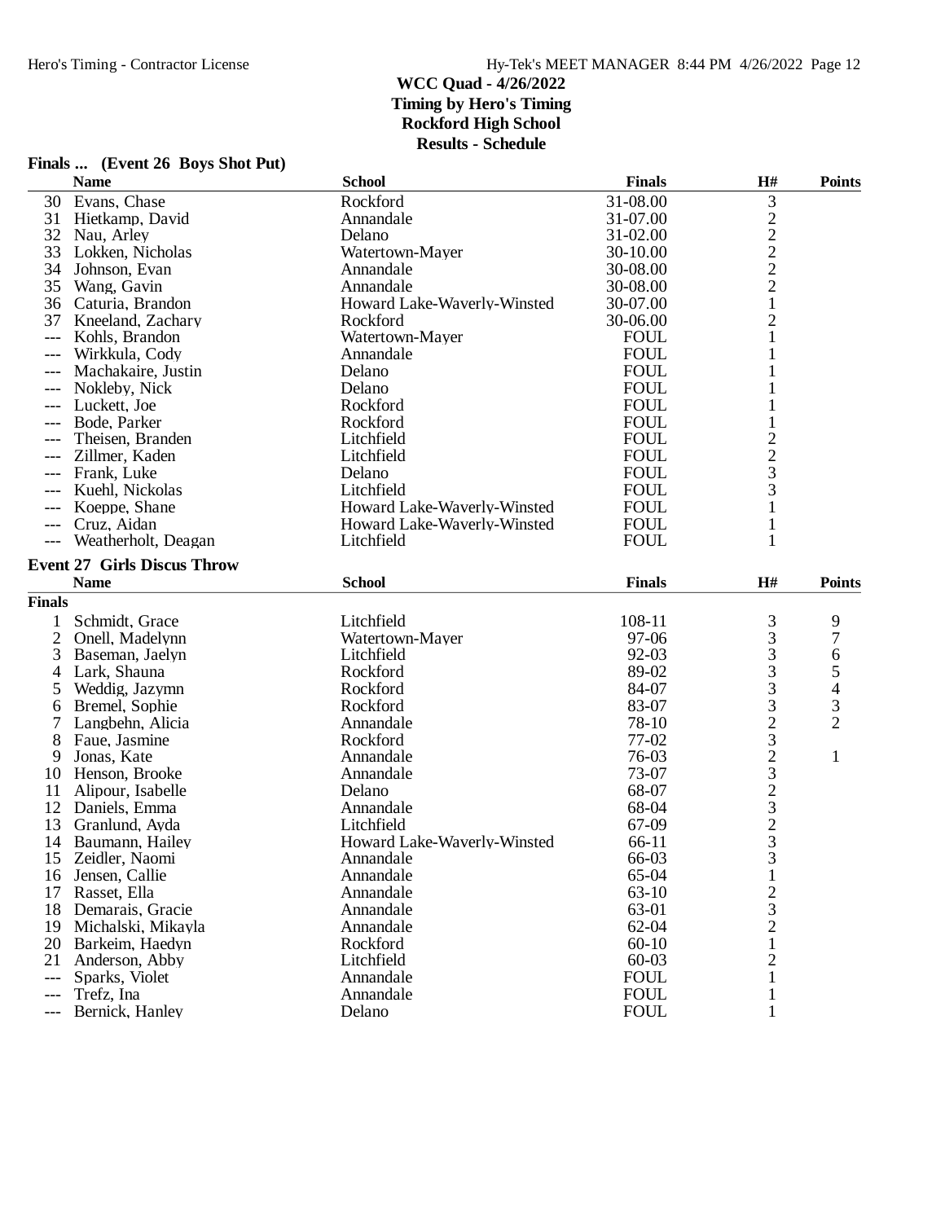# WCC Quad - 4/26/2022
## Timing by Hero's Timing
## Rockford High School
## Results - Schedule

### Finals ... (Event 26 Boys Shot Put)

| | Name | School | Finals | H# | Points |
|---|---|---|---|---|---|
| 30 | Evans, Chase | Rockford | 31-08.00 | 3 | |
| 31 | Hietkamp, David | Annandale | 31-07.00 | 2 | |
| 32 | Nau, Arley | Delano | 31-02.00 | 2 | |
| 33 | Lokken, Nicholas | Watertown-Mayer | 30-10.00 | 2 | |
| 34 | Johnson, Evan | Annandale | 30-08.00 | 2 | |
| 35 | Wang, Gavin | Annandale | 30-08.00 | 2 | |
| 36 | Caturia, Brandon | Howard Lake-Waverly-Winsted | 30-07.00 | 1 | |
| 37 | Kneeland, Zachary | Rockford | 30-06.00 | 2 | |
| --- | Kohls, Brandon | Watertown-Mayer | FOUL | 1 | |
| --- | Wirkkula, Cody | Annandale | FOUL | 1 | |
| --- | Machakaire, Justin | Delano | FOUL | 1 | |
| --- | Nokleby, Nick | Delano | FOUL | 1 | |
| --- | Luckett, Joe | Rockford | FOUL | 1 | |
| --- | Bode, Parker | Rockford | FOUL | 1 | |
| --- | Theisen, Branden | Litchfield | FOUL | 2 | |
| --- | Zillmer, Kaden | Litchfield | FOUL | 2 | |
| --- | Frank, Luke | Delano | FOUL | 3 | |
| --- | Kuehl, Nickolas | Litchfield | FOUL | 3 | |
| --- | Koeppe, Shane | Howard Lake-Waverly-Winsted | FOUL | 1 | |
| --- | Cruz, Aidan | Howard Lake-Waverly-Winsted | FOUL | 1 | |
| --- | Weatherholt, Deagan | Litchfield | FOUL | 1 | |

### Event 27 Girls Discus Throw

**Finals**

| | Name | School | Finals | H# | Points |
|---|---|---|---|---|---|
| 1 | Schmidt, Grace | Litchfield | 108-11 | 3 | 9 |
| 2 | Onell, Madelynn | Watertown-Mayer | 97-06 | 3 | 7 |
| 3 | Baseman, Jaelyn | Litchfield | 92-03 | 3 | 6 |
| 4 | Lark, Shauna | Rockford | 89-02 | 3 | 5 |
| 5 | Weddig, Jazymn | Rockford | 84-07 | 3 | 4 |
| 6 | Bremel, Sophie | Rockford | 83-07 | 3 | 3 |
| 7 | Langbehn, Alicia | Annandale | 78-10 | 2 | 2 |
| 8 | Faue, Jasmine | Rockford | 77-02 | 3 | |
| 9 | Jonas, Kate | Annandale | 76-03 | 2 | 1 |
| 10 | Henson, Brooke | Annandale | 73-07 | 3 | |
| 11 | Alipour, Isabelle | Delano | 68-07 | 2 | |
| 12 | Daniels, Emma | Annandale | 68-04 | 3 | |
| 13 | Granlund, Ayda | Litchfield | 67-09 | 2 | |
| 14 | Baumann, Hailey | Howard Lake-Waverly-Winsted | 66-11 | 3 | |
| 15 | Zeidler, Naomi | Annandale | 66-03 | 3 | |
| 16 | Jensen, Callie | Annandale | 65-04 | 1 | |
| 17 | Rasset, Ella | Annandale | 63-10 | 2 | |
| 18 | Demarais, Gracie | Annandale | 63-01 | 3 | |
| 19 | Michalski, Mikayla | Annandale | 62-04 | 2 | |
| 20 | Barkeim, Haedyn | Rockford | 60-10 | 1 | |
| 21 | Anderson, Abby | Litchfield | 60-03 | 2 | |
| --- | Sparks, Violet | Annandale | FOUL | 1 | |
| --- | Trefz, Ina | Annandale | FOUL | 1 | |
| --- | Bernick, Hanley | Delano | FOUL | 1 | |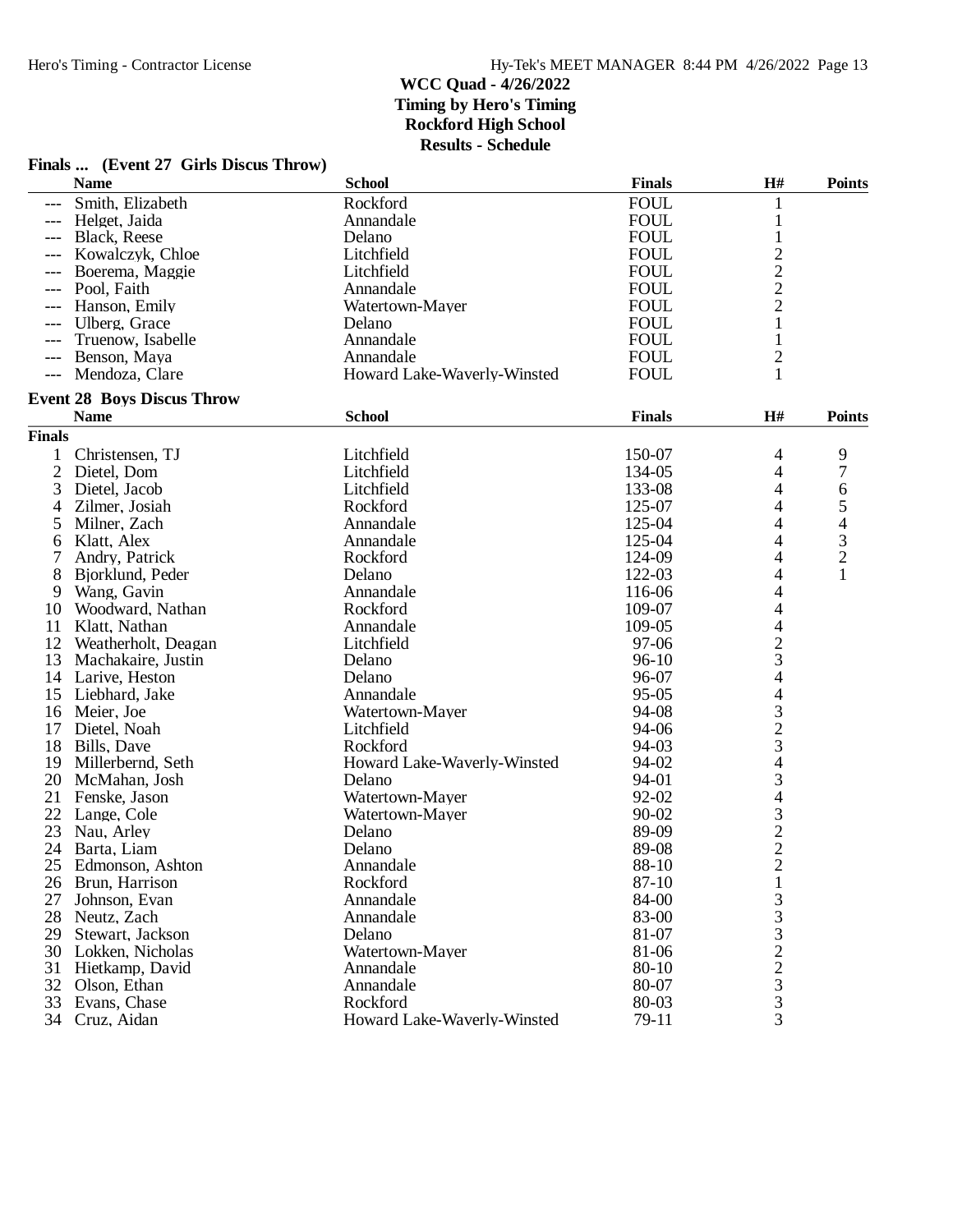# WCC Quad - 4/26/2022
## Timing by Hero's Timing
## Rockford High School
## Results - Schedule

### Finals ... (Event 27 Girls Discus Throw)

| | Name | School | Finals | H# | Points |
|---|---|---|---|---|---|
| --- | Smith, Elizabeth | Rockford | FOUL | 1 | |
| --- | Helget, Jaida | Annandale | FOUL | 1 | |
| --- | Black, Reese | Delano | FOUL | 1 | |
| --- | Kowalczyk, Chloe | Litchfield | FOUL | 2 | |
| --- | Boerema, Maggie | Litchfield | FOUL | 2 | |
| --- | Pool, Faith | Annandale | FOUL | 2 | |
| --- | Hanson, Emily | Watertown-Mayer | FOUL | 2 | |
| --- | Ulberg, Grace | Delano | FOUL | 1 | |
| --- | Truenow, Isabelle | Annandale | FOUL | 1 | |
| --- | Benson, Maya | Annandale | FOUL | 2 | |
| --- | Mendoza, Clare | Howard Lake-Waverly-Winsted | FOUL | 1 | |

### Event 28 Boys Discus Throw

| | Name | School | Finals | H# | Points |
|---|---|---|---|---|---|
| **Finals** | | | | | |
| 1 | Christensen, TJ | Litchfield | 150-07 | 4 | 9 |
| 2 | Dietel, Dom | Litchfield | 134-05 | 4 | 7 |
| 3 | Dietel, Jacob | Litchfield | 133-08 | 4 | 6 |
| 4 | Zilmer, Josiah | Rockford | 125-07 | 4 | 5 |
| 5 | Milner, Zach | Annandale | 125-04 | 4 | 4 |
| 6 | Klatt, Alex | Annandale | 125-04 | 4 | 3 |
| 7 | Andry, Patrick | Rockford | 124-09 | 4 | 2 |
| 8 | Bjorklund, Peder | Delano | 122-03 | 4 | 1 |
| 9 | Wang, Gavin | Annandale | 116-06 | 4 | |
| 10 | Woodward, Nathan | Rockford | 109-07 | 4 | |
| 11 | Klatt, Nathan | Annandale | 109-05 | 4 | |
| 12 | Weatherholt, Deagan | Litchfield | 97-06 | 2 | |
| 13 | Machakaire, Justin | Delano | 96-10 | 3 | |
| 14 | Larive, Heston | Delano | 96-07 | 4 | |
| 15 | Liebhard, Jake | Annandale | 95-05 | 4 | |
| 16 | Meier, Joe | Watertown-Mayer | 94-08 | 3 | |
| 17 | Dietel, Noah | Litchfield | 94-06 | 2 | |
| 18 | Bills, Dave | Rockford | 94-03 | 3 | |
| 19 | Millerbernd, Seth | Howard Lake-Waverly-Winsted | 94-02 | 4 | |
| 20 | McMahan, Josh | Delano | 94-01 | 3 | |
| 21 | Fenske, Jason | Watertown-Mayer | 92-02 | 4 | |
| 22 | Lange, Cole | Watertown-Mayer | 90-02 | 3 | |
| 23 | Nau, Arley | Delano | 89-09 | 2 | |
| 24 | Barta, Liam | Delano | 89-08 | 2 | |
| 25 | Edmonson, Ashton | Annandale | 88-10 | 2 | |
| 26 | Brun, Harrison | Rockford | 87-10 | 1 | |
| 27 | Johnson, Evan | Annandale | 84-00 | 3 | |
| 28 | Neutz, Zach | Annandale | 83-00 | 3 | |
| 29 | Stewart, Jackson | Delano | 81-07 | 3 | |
| 30 | Lokken, Nicholas | Watertown-Mayer | 81-06 | 2 | |
| 31 | Hietkamp, David | Annandale | 80-10 | 2 | |
| 32 | Olson, Ethan | Annandale | 80-07 | 3 | |
| 33 | Evans, Chase | Rockford | 80-03 | 3 | |
| 34 | Cruz, Aidan | Howard Lake-Waverly-Winsted | 79-11 | 3 | |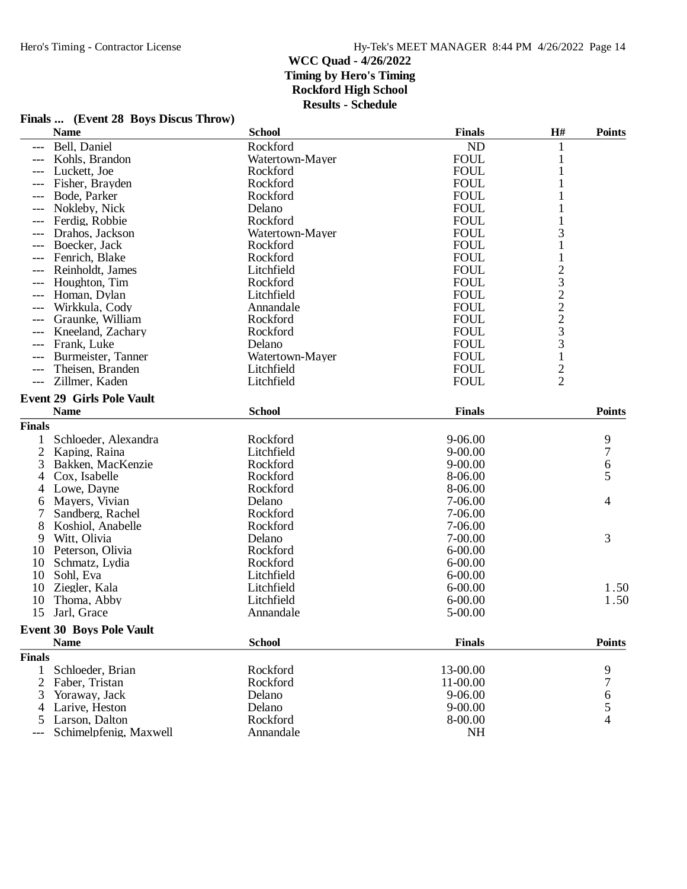# WCC Quad - 4/26/2022

**Timing by Hero's Timing**
**Rockford High School**
**Results - Schedule**

## Finals ... (Event 28 Boys Discus Throw)

| | Name | School | Finals | H# | Points |
|---|---|---|---|---|---|
| --- | Bell, Daniel | Rockford | ND | 1 | |
| --- | Kohls, Brandon | Watertown-Mayer | FOUL | 1 | |
| --- | Luckett, Joe | Rockford | FOUL | 1 | |
| --- | Fisher, Brayden | Rockford | FOUL | 1 | |
| --- | Bode, Parker | Rockford | FOUL | 1 | |
| --- | Nokleby, Nick | Delano | FOUL | 1 | |
| --- | Ferdig, Robbie | Rockford | FOUL | 1 | |
| --- | Drahos, Jackson | Watertown-Mayer | FOUL | 3 | |
| --- | Boecker, Jack | Rockford | FOUL | 1 | |
| --- | Fenrich, Blake | Rockford | FOUL | 1 | |
| --- | Reinholdt, James | Litchfield | FOUL | 2 | |
| --- | Houghton, Tim | Rockford | FOUL | 3 | |
| --- | Homan, Dylan | Litchfield | FOUL | 2 | |
| --- | Wirkkula, Cody | Annandale | FOUL | 2 | |
| --- | Graunke, William | Rockford | FOUL | 2 | |
| --- | Kneeland, Zachary | Rockford | FOUL | 3 | |
| --- | Frank, Luke | Delano | FOUL | 3 | |
| --- | Burmeister, Tanner | Watertown-Mayer | FOUL | 1 | |
| --- | Theisen, Branden | Litchfield | FOUL | 2 | |
| --- | Zillmer, Kaden | Litchfield | FOUL | 2 | |

## Event 29 Girls Pole Vault

**Finals**

| | Name | School | Finals | Points |
|---|---|---|---|---|
| 1 | Schloeder, Alexandra | Rockford | 9-06.00 | 9 |
| 2 | Kaping, Raina | Litchfield | 9-00.00 | 7 |
| 3 | Bakken, MacKenzie | Rockford | 9-00.00 | 6 |
| 4 | Cox, Isabelle | Rockford | 8-06.00 | 5 |
| 4 | Lowe, Dayne | Rockford | 8-06.00 | |
| 6 | Mayers, Vivian | Delano | 7-06.00 | 4 |
| 7 | Sandberg, Rachel | Rockford | 7-06.00 | |
| 8 | Koshiol, Anabelle | Rockford | 7-06.00 | |
| 9 | Witt, Olivia | Delano | 7-00.00 | 3 |
| 10 | Peterson, Olivia | Rockford | 6-00.00 | |
| 10 | Schmatz, Lydia | Rockford | 6-00.00 | |
| 10 | Sohl, Eva | Litchfield | 6-00.00 | |
| 10 | Ziegler, Kala | Litchfield | 6-00.00 | 1.50 |
| 10 | Thoma, Abby | Litchfield | 6-00.00 | 1.50 |
| 15 | Jarl, Grace | Annandale | 5-00.00 | |

## Event 30 Boys Pole Vault

**Finals**

| | Name | School | Finals | Points |
|---|---|---|---|---|
| 1 | Schloeder, Brian | Rockford | 13-00.00 | 9 |
| 2 | Faber, Tristan | Rockford | 11-00.00 | 7 |
| 3 | Yoraway, Jack | Delano | 9-06.00 | 6 |
| 4 | Larive, Heston | Delano | 9-00.00 | 5 |
| 5 | Larson, Dalton | Rockford | 8-00.00 | 4 |
| --- | Schimelpfenig, Maxwell | Annandale | NH | |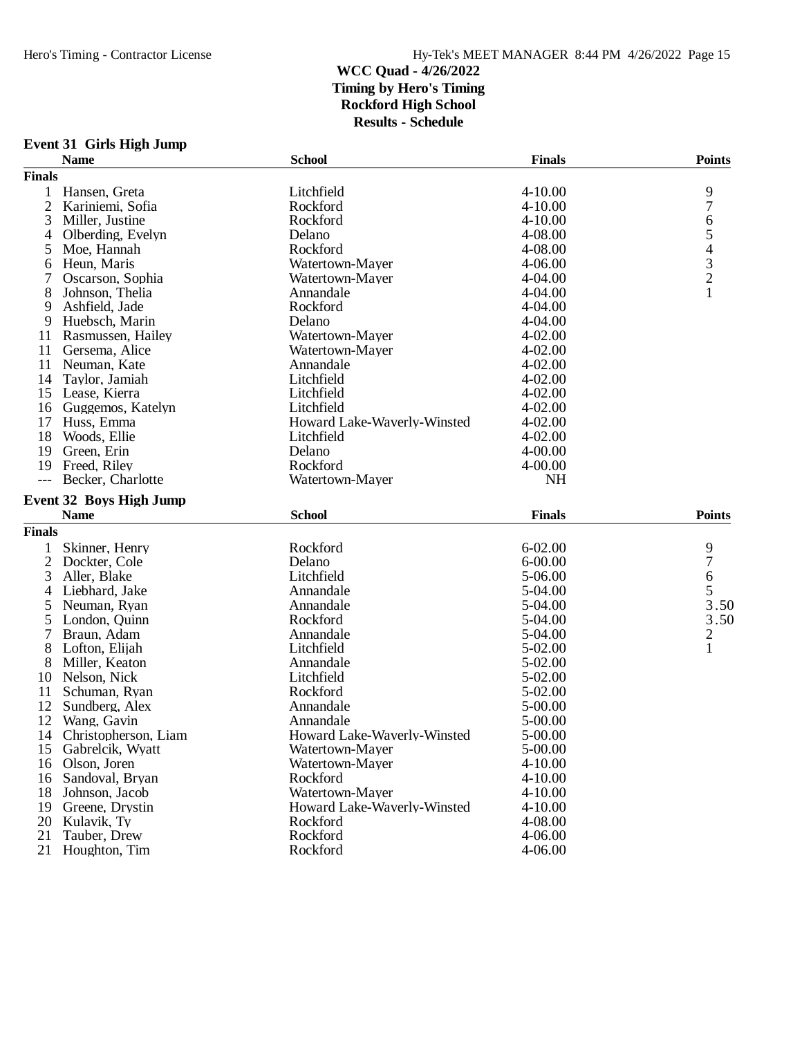# WCC Quad - 4/26/2022
## Timing by Hero's Timing
## Rockford High School
## Results - Schedule

### Event 31 Girls High Jump

| | Name | School | Finals | Points |
|---|---|---|---|---|
| **Finals** | | | | |
| 1 | Hansen, Greta | Litchfield | 4-10.00 | 9 |
| 2 | Kariniemi, Sofia | Rockford | 4-10.00 | 7 |
| 3 | Miller, Justine | Rockford | 4-10.00 | 6 |
| 4 | Olberding, Evelyn | Delano | 4-08.00 | 5 |
| 5 | Moe, Hannah | Rockford | 4-08.00 | 4 |
| 6 | Heun, Maris | Watertown-Mayer | 4-06.00 | 3 |
| 7 | Oscarson, Sophia | Watertown-Mayer | 4-04.00 | 2 |
| 8 | Johnson, Thelia | Annandale | 4-04.00 | 1 |
| 9 | Ashfield, Jade | Rockford | 4-04.00 | |
| 9 | Huebsch, Marin | Delano | 4-04.00 | |
| 11 | Rasmussen, Hailey | Watertown-Mayer | 4-02.00 | |
| 11 | Gersema, Alice | Watertown-Mayer | 4-02.00 | |
| 11 | Neuman, Kate | Annandale | 4-02.00 | |
| 14 | Taylor, Jamiah | Litchfield | 4-02.00 | |
| 15 | Lease, Kierra | Litchfield | 4-02.00 | |
| 16 | Guggemos, Katelyn | Litchfield | 4-02.00 | |
| 17 | Huss, Emma | Howard Lake-Waverly-Winsted | 4-02.00 | |
| 18 | Woods, Ellie | Litchfield | 4-02.00 | |
| 19 | Green, Erin | Delano | 4-00.00 | |
| 19 | Freed, Riley | Rockford | 4-00.00 | |
| --- | Becker, Charlotte | Watertown-Mayer | NH | |

### Event 32 Boys High Jump

| | Name | School | Finals | Points |
|---|---|---|---|---|
| **Finals** | | | | |
| 1 | Skinner, Henry | Rockford | 6-02.00 | 9 |
| 2 | Dockter, Cole | Delano | 6-00.00 | 7 |
| 3 | Aller, Blake | Litchfield | 5-06.00 | 6 |
| 4 | Liebhard, Jake | Annandale | 5-04.00 | 5 |
| 5 | Neuman, Ryan | Annandale | 5-04.00 | 3.50 |
| 5 | London, Quinn | Rockford | 5-04.00 | 3.50 |
| 7 | Braun, Adam | Annandale | 5-04.00 | 2 |
| 8 | Lofton, Elijah | Litchfield | 5-02.00 | 1 |
| 8 | Miller, Keaton | Annandale | 5-02.00 | |
| 10 | Nelson, Nick | Litchfield | 5-02.00 | |
| 11 | Schuman, Ryan | Rockford | 5-02.00 | |
| 12 | Sundberg, Alex | Annandale | 5-00.00 | |
| 12 | Wang, Gavin | Annandale | 5-00.00 | |
| 14 | Christopherson, Liam | Howard Lake-Waverly-Winsted | 5-00.00 | |
| 15 | Gabrelcik, Wyatt | Watertown-Mayer | 5-00.00 | |
| 16 | Olson, Joren | Watertown-Mayer | 4-10.00 | |
| 16 | Sandoval, Bryan | Rockford | 4-10.00 | |
| 18 | Johnson, Jacob | Watertown-Mayer | 4-10.00 | |
| 19 | Greene, Drystin | Howard Lake-Waverly-Winsted | 4-10.00 | |
| 20 | Kulavik, Ty | Rockford | 4-08.00 | |
| 21 | Tauber, Drew | Rockford | 4-06.00 | |
| 21 | Houghton, Tim | Rockford | 4-06.00 | |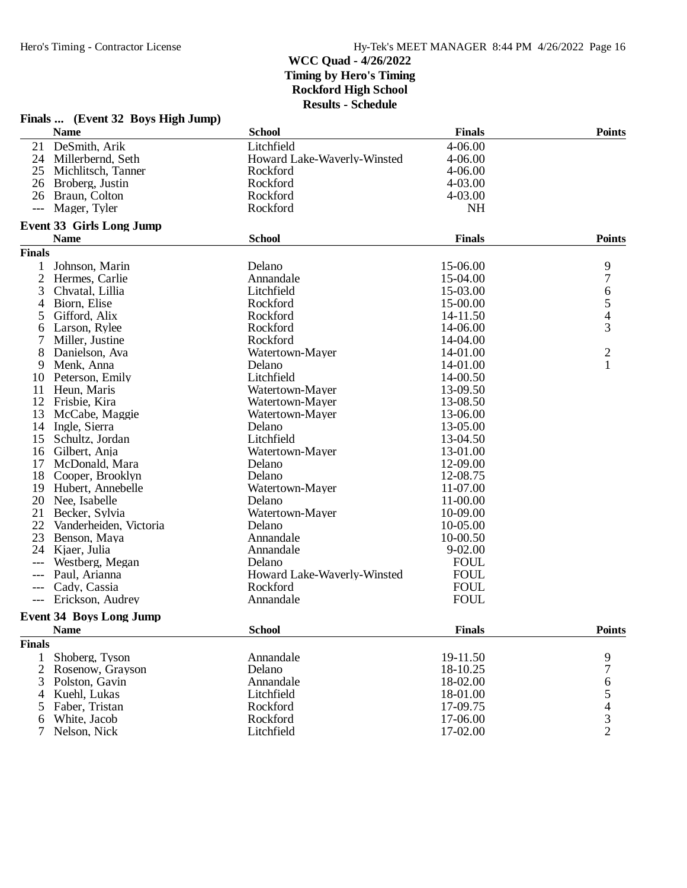## WCC Quad - 4/26/2022
## Timing by Hero's Timing
## Rockford High School
## Results - Schedule

### Finals ... (Event 32 Boys High Jump)

| | Name | School | Finals | Points |
|---|---|---|---|---|
| 21 | DeSmith, Arik | Litchfield | 4-06.00 | |
| 24 | Millerbernd, Seth | Howard Lake-Waverly-Winsted | 4-06.00 | |
| 25 | Michlitsch, Tanner | Rockford | 4-06.00 | |
| 26 | Broberg, Justin | Rockford | 4-03.00 | |
| 26 | Braun, Colton | Rockford | 4-03.00 | |
| --- | Mager, Tyler | Rockford | NH | |

### Event 33 Girls Long Jump

| | Name | School | Finals | Points |
|---|---|---|---|---|
| **Finals** | | | | |
| 1 | Johnson, Marin | Delano | 15-06.00 | 9 |
| 2 | Hermes, Carlie | Annandale | 15-04.00 | 7 |
| 3 | Chvatal, Lillia | Litchfield | 15-03.00 | 6 |
| 4 | Biorn, Elise | Rockford | 15-00.00 | 5 |
| 5 | Gifford, Alix | Rockford | 14-11.50 | 4 |
| 6 | Larson, Rylee | Rockford | 14-06.00 | 3 |
| 7 | Miller, Justine | Rockford | 14-04.00 | |
| 8 | Danielson, Ava | Watertown-Mayer | 14-01.00 | 2 |
| 9 | Menk, Anna | Delano | 14-01.00 | 1 |
| 10 | Peterson, Emily | Litchfield | 14-00.50 | |
| 11 | Heun, Maris | Watertown-Mayer | 13-09.50 | |
| 12 | Frisbie, Kira | Watertown-Mayer | 13-08.50 | |
| 13 | McCabe, Maggie | Watertown-Mayer | 13-06.00 | |
| 14 | Ingle, Sierra | Delano | 13-05.00 | |
| 15 | Schultz, Jordan | Litchfield | 13-04.50 | |
| 16 | Gilbert, Anja | Watertown-Mayer | 13-01.00 | |
| 17 | McDonald, Mara | Delano | 12-09.00 | |
| 18 | Cooper, Brooklyn | Delano | 12-08.75 | |
| 19 | Hubert, Annebelle | Watertown-Mayer | 11-07.00 | |
| 20 | Nee, Isabelle | Delano | 11-00.00 | |
| 21 | Becker, Sylvia | Watertown-Mayer | 10-09.00 | |
| 22 | Vanderheiden, Victoria | Delano | 10-05.00 | |
| 23 | Benson, Maya | Annandale | 10-00.50 | |
| 24 | Kjaer, Julia | Annandale | 9-02.00 | |
| --- | Westberg, Megan | Delano | FOUL | |
| --- | Paul, Arianna | Howard Lake-Waverly-Winsted | FOUL | |
| --- | Cady, Cassia | Rockford | FOUL | |
| --- | Erickson, Audrey | Annandale | FOUL | |

### Event 34 Boys Long Jump

| | Name | School | Finals | Points |
|---|---|---|---|---|
| **Finals** | | | | |
| 1 | Shoberg, Tyson | Annandale | 19-11.50 | 9 |
| 2 | Rosenow, Grayson | Delano | 18-10.25 | 7 |
| 3 | Polston, Gavin | Annandale | 18-02.00 | 6 |
| 4 | Kuehl, Lukas | Litchfield | 18-01.00 | 5 |
| 5 | Faber, Tristan | Rockford | 17-09.75 | 4 |
| 6 | White, Jacob | Rockford | 17-06.00 | 3 |
| 7 | Nelson, Nick | Litchfield | 17-02.00 | 2 |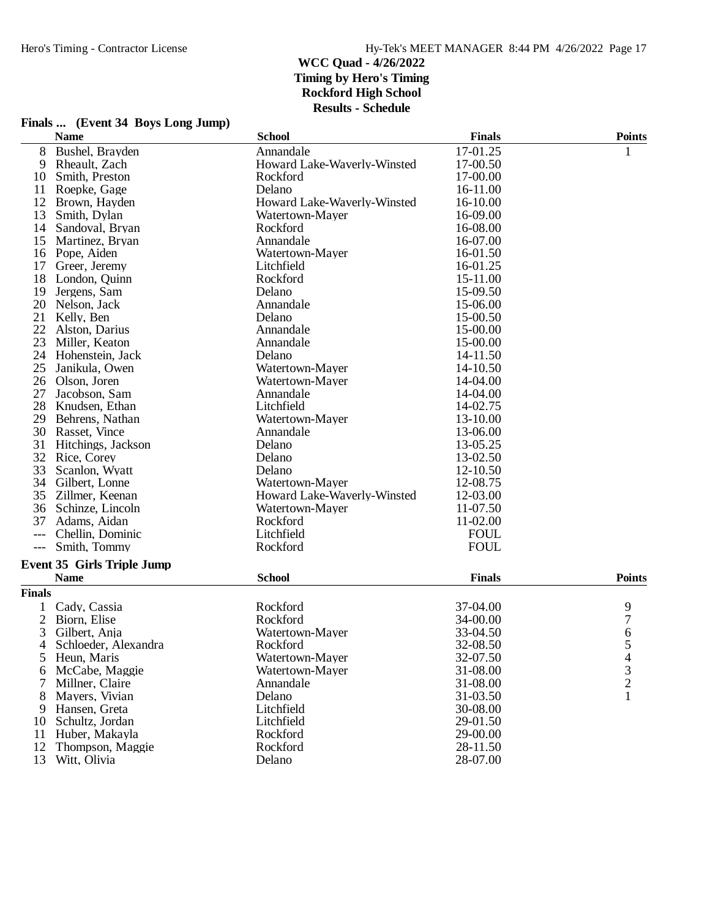## WCC Quad - 4/26/2022
## Timing by Hero's Timing
## Rockford High School
## Results - Schedule

### Finals ... (Event 34 Boys Long Jump)

| | Name | School | Finals | Points |
|---|---|---|---|---|
| 8 | Bushel, Brayden | Annandale | 17-01.25 | 1 |
| 9 | Rheault, Zach | Howard Lake-Waverly-Winsted | 17-00.50 | |
| 10 | Smith, Preston | Rockford | 17-00.00 | |
| 11 | Roepke, Gage | Delano | 16-11.00 | |
| 12 | Brown, Hayden | Howard Lake-Waverly-Winsted | 16-10.00 | |
| 13 | Smith, Dylan | Watertown-Mayer | 16-09.00 | |
| 14 | Sandoval, Bryan | Rockford | 16-08.00 | |
| 15 | Martinez, Bryan | Annandale | 16-07.00 | |
| 16 | Pope, Aiden | Watertown-Mayer | 16-01.50 | |
| 17 | Greer, Jeremy | Litchfield | 16-01.25 | |
| 18 | London, Quinn | Rockford | 15-11.00 | |
| 19 | Jergens, Sam | Delano | 15-09.50 | |
| 20 | Nelson, Jack | Annandale | 15-06.00 | |
| 21 | Kelly, Ben | Delano | 15-00.50 | |
| 22 | Alston, Darius | Annandale | 15-00.00 | |
| 23 | Miller, Keaton | Annandale | 15-00.00 | |
| 24 | Hohenstein, Jack | Delano | 14-11.50 | |
| 25 | Janikula, Owen | Watertown-Mayer | 14-10.50 | |
| 26 | Olson, Joren | Watertown-Mayer | 14-04.00 | |
| 27 | Jacobson, Sam | Annandale | 14-04.00 | |
| 28 | Knudsen, Ethan | Litchfield | 14-02.75 | |
| 29 | Behrens, Nathan | Watertown-Mayer | 13-10.00 | |
| 30 | Rasset, Vince | Annandale | 13-06.00 | |
| 31 | Hitchings, Jackson | Delano | 13-05.25 | |
| 32 | Rice, Corey | Delano | 13-02.50 | |
| 33 | Scanlon, Wyatt | Delano | 12-10.50 | |
| 34 | Gilbert, Lonne | Watertown-Mayer | 12-08.75 | |
| 35 | Zillmer, Keenan | Howard Lake-Waverly-Winsted | 12-03.00 | |
| 36 | Schinze, Lincoln | Watertown-Mayer | 11-07.50 | |
| 37 | Adams, Aidan | Rockford | 11-02.00 | |
| --- | Chellin, Dominic | Litchfield | FOUL | |
| --- | Smith, Tommy | Rockford | FOUL | |

### Event 35 Girls Triple Jump

**Finals**

| | Name | School | Finals | Points |
|---|---|---|---|---|
| 1 | Cady, Cassia | Rockford | 37-04.00 | 9 |
| 2 | Biorn, Elise | Rockford | 34-00.00 | 7 |
| 3 | Gilbert, Anja | Watertown-Mayer | 33-04.50 | 6 |
| 4 | Schloeder, Alexandra | Rockford | 32-08.50 | 5 |
| 5 | Heun, Maris | Watertown-Mayer | 32-07.50 | 4 |
| 6 | McCabe, Maggie | Watertown-Mayer | 31-08.00 | 3 |
| 7 | Millner, Claire | Annandale | 31-08.00 | 2 |
| 8 | Mayers, Vivian | Delano | 31-03.50 | 1 |
| 9 | Hansen, Greta | Litchfield | 30-08.00 | |
| 10 | Schultz, Jordan | Litchfield | 29-01.50 | |
| 11 | Huber, Makayla | Rockford | 29-00.00 | |
| 12 | Thompson, Maggie | Rockford | 28-11.50 | |
| 13 | Witt, Olivia | Delano | 28-07.00 | |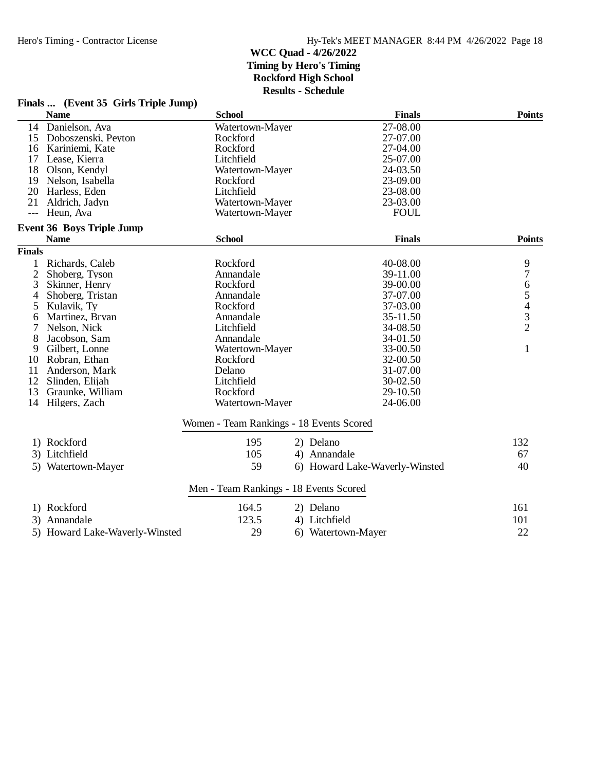# WCC Quad - 4/26/2022
## Timing by Hero's Timing
## Rockford High School
## Results - Schedule

### Finals ... (Event 35 Girls Triple Jump)

| | Name | School | Finals | Points |
|---|---|---|---|---|
| 14 | Danielson, Ava | Watertown-Mayer | 27-08.00 | |
| 15 | Doboszenski, Peyton | Rockford | 27-07.00 | |
| 16 | Kariniemi, Kate | Rockford | 27-04.00 | |
| 17 | Lease, Kierra | Litchfield | 25-07.00 | |
| 18 | Olson, Kendyl | Watertown-Mayer | 24-03.50 | |
| 19 | Nelson, Isabella | Rockford | 23-09.00 | |
| 20 | Harless, Eden | Litchfield | 23-08.00 | |
| 21 | Aldrich, Jadyn | Watertown-Mayer | 23-03.00 | |
| --- | Heun, Ava | Watertown-Mayer | FOUL | |

### Event 36 Boys Triple Jump

**Finals**

| | Name | School | Finals | Points |
|---|---|---|---|---|
| 1 | Richards, Caleb | Rockford | 40-08.00 | 9 |
| 2 | Shoberg, Tyson | Annandale | 39-11.00 | 7 |
| 3 | Skinner, Henry | Rockford | 39-00.00 | 6 |
| 4 | Shoberg, Tristan | Annandale | 37-07.00 | 5 |
| 5 | Kulavik, Ty | Rockford | 37-03.00 | 4 |
| 6 | Martinez, Bryan | Annandale | 35-11.50 | 3 |
| 7 | Nelson, Nick | Litchfield | 34-08.50 | 2 |
| 8 | Jacobson, Sam | Annandale | 34-01.50 | |
| 9 | Gilbert, Lonne | Watertown-Mayer | 33-00.50 | 1 |
| 10 | Robran, Ethan | Rockford | 32-00.50 | |
| 11 | Anderson, Mark | Delano | 31-07.00 | |
| 12 | Slinden, Elijah | Litchfield | 30-02.50 | |
| 13 | Graunke, William | Rockford | 29-10.50 | |
| 14 | Hilgers, Zach | Watertown-Mayer | 24-06.00 | |

### Women - Team Rankings - 18 Events Scored

| | | | | | |
|---|---|---|---|---|---|
| 1) | Rockford | 195 | 2) | Delano | 132 |
| 3) | Litchfield | 105 | 4) | Annandale | 67 |
| 5) | Watertown-Mayer | 59 | 6) | Howard Lake-Waverly-Winsted | 40 |

### Men - Team Rankings - 18 Events Scored

| | | | | | |
|---|---|---|---|---|---|
| 1) | Rockford | 164.5 | 2) | Delano | 161 |
| 3) | Annandale | 123.5 | 4) | Litchfield | 101 |
| 5) | Howard Lake-Waverly-Winsted | 29 | 6) | Watertown-Mayer | 22 |